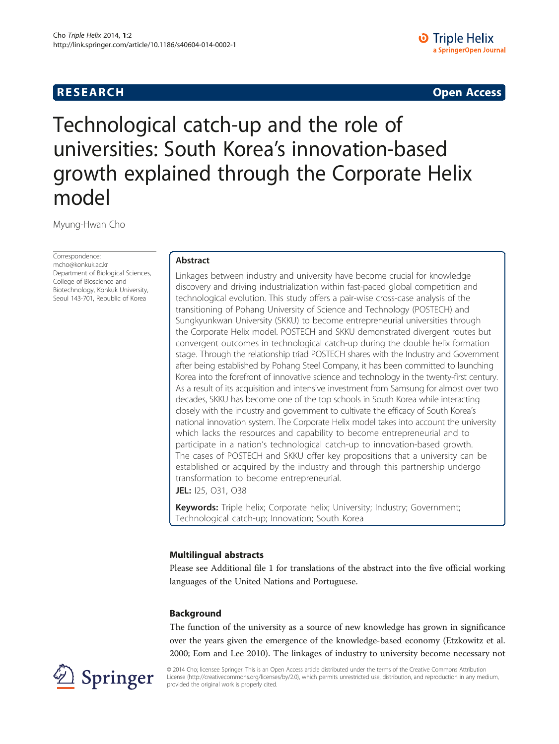RESEARCH Open Access

# Technological catch-up and the role of universities: South Korea's innovation-based growth explained through the Corporate Helix model

Myung-Hwan Cho

Correspondence:
mcho@konkuk.ac.kr
Department of Biological Sciences, College of Bioscience and Biotechnology, Konkuk University, Seoul 143-701, Republic of Korea

## Abstract

Linkages between industry and university have become crucial for knowledge discovery and driving industrialization within fast-paced global competition and technological evolution. This study offers a pair-wise cross-case analysis of the transitioning of Pohang University of Science and Technology (POSTECH) and Sungkyunkwan University (SKKU) to become entrepreneurial universities through the Corporate Helix model. POSTECH and SKKU demonstrated divergent routes but convergent outcomes in technological catch-up during the double helix formation stage. Through the relationship triad POSTECH shares with the Industry and Government after being established by Pohang Steel Company, it has been committed to launching Korea into the forefront of innovative science and technology in the twenty-first century. As a result of its acquisition and intensive investment from Samsung for almost over two decades, SKKU has become one of the top schools in South Korea while interacting closely with the industry and government to cultivate the efficacy of South Korea's national innovation system. The Corporate Helix model takes into account the university which lacks the resources and capability to become entrepreneurial and to participate in a nation's technological catch-up to innovation-based growth. The cases of POSTECH and SKKU offer key propositions that a university can be established or acquired by the industry and through this partnership undergo transformation to become entrepreneurial.

**JEL:** I25, O31, O38

**Keywords:** Triple helix; Corporate helix; University; Industry; Government; Technological catch-up; Innovation; South Korea

### Multilingual abstracts

Please see Additional file 1 for translations of the abstract into the five official working languages of the United Nations and Portuguese.

### Background

The function of the university as a source of new knowledge has grown in significance over the years given the emergence of the knowledge-based economy (Etzkowitz et al. 2000; Eom and Lee 2010). The linkages of industry to university become necessary not

© 2014 Cho; licensee Springer. This is an Open Access article distributed under the terms of the Creative Commons Attribution License (http://creativecommons.org/licenses/by/2.0), which permits unrestricted use, distribution, and reproduction in any medium, provided the original work is properly cited.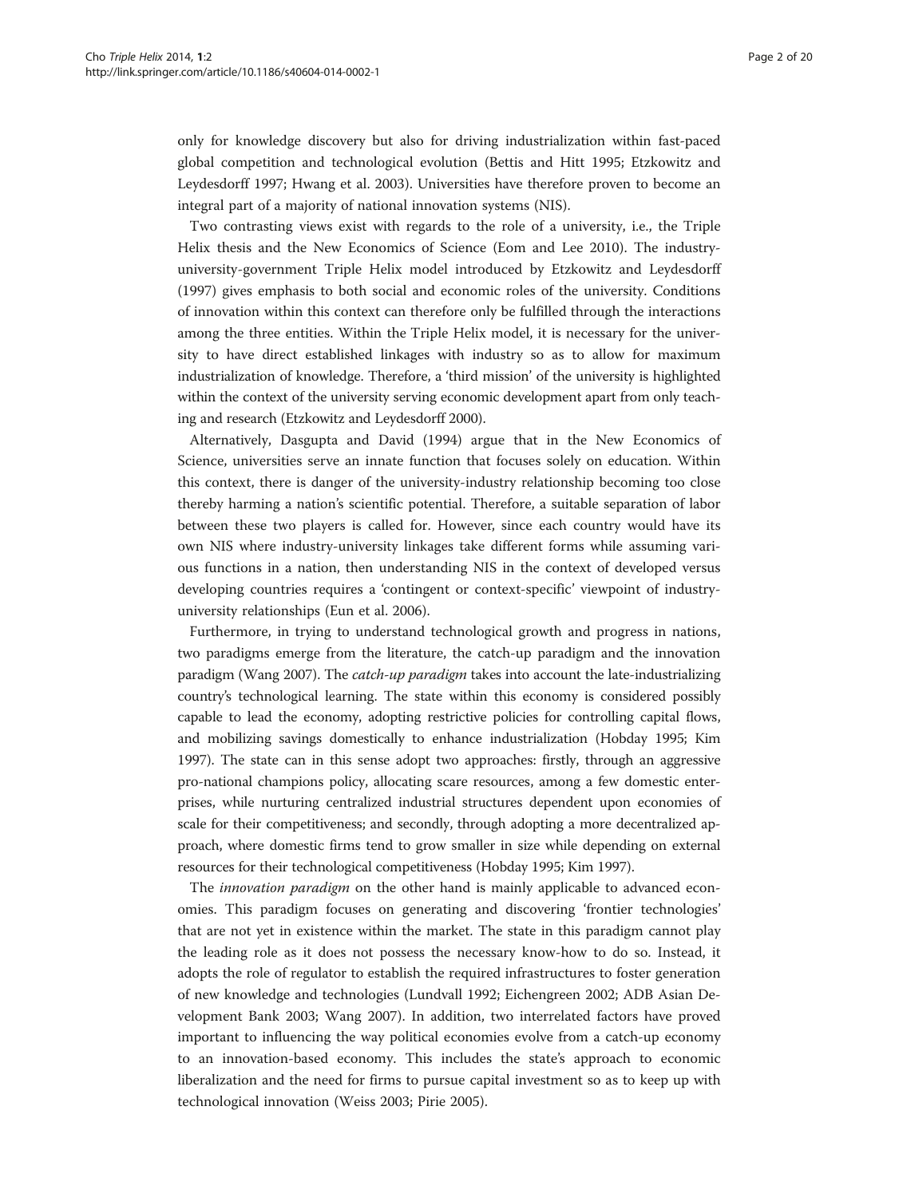only for knowledge discovery but also for driving industrialization within fast-paced global competition and technological evolution (Bettis and Hitt 1995; Etzkowitz and Leydesdorff 1997; Hwang et al. 2003). Universities have therefore proven to become an integral part of a majority of national innovation systems (NIS).

Two contrasting views exist with regards to the role of a university, i.e., the Triple Helix thesis and the New Economics of Science (Eom and Lee 2010). The industry-university-government Triple Helix model introduced by Etzkowitz and Leydesdorff (1997) gives emphasis to both social and economic roles of the university. Conditions of innovation within this context can therefore only be fulfilled through the interactions among the three entities. Within the Triple Helix model, it is necessary for the university to have direct established linkages with industry so as to allow for maximum industrialization of knowledge. Therefore, a 'third mission' of the university is highlighted within the context of the university serving economic development apart from only teaching and research (Etzkowitz and Leydesdorff 2000).

Alternatively, Dasgupta and David (1994) argue that in the New Economics of Science, universities serve an innate function that focuses solely on education. Within this context, there is danger of the university-industry relationship becoming too close thereby harming a nation's scientific potential. Therefore, a suitable separation of labor between these two players is called for. However, since each country would have its own NIS where industry-university linkages take different forms while assuming various functions in a nation, then understanding NIS in the context of developed versus developing countries requires a 'contingent or context-specific' viewpoint of industry-university relationships (Eun et al. 2006).

Furthermore, in trying to understand technological growth and progress in nations, two paradigms emerge from the literature, the catch-up paradigm and the innovation paradigm (Wang 2007). The *catch-up paradigm* takes into account the late-industrializing country's technological learning. The state within this economy is considered possibly capable to lead the economy, adopting restrictive policies for controlling capital flows, and mobilizing savings domestically to enhance industrialization (Hobday 1995; Kim 1997). The state can in this sense adopt two approaches: firstly, through an aggressive pro-national champions policy, allocating scare resources, among a few domestic enterprises, while nurturing centralized industrial structures dependent upon economies of scale for their competitiveness; and secondly, through adopting a more decentralized approach, where domestic firms tend to grow smaller in size while depending on external resources for their technological competitiveness (Hobday 1995; Kim 1997).

The *innovation paradigm* on the other hand is mainly applicable to advanced economies. This paradigm focuses on generating and discovering 'frontier technologies' that are not yet in existence within the market. The state in this paradigm cannot play the leading role as it does not possess the necessary know-how to do so. Instead, it adopts the role of regulator to establish the required infrastructures to foster generation of new knowledge and technologies (Lundvall 1992; Eichengreen 2002; ADB Asian Development Bank 2003; Wang 2007). In addition, two interrelated factors have proved important to influencing the way political economies evolve from a catch-up economy to an innovation-based economy. This includes the state's approach to economic liberalization and the need for firms to pursue capital investment so as to keep up with technological innovation (Weiss 2003; Pirie 2005).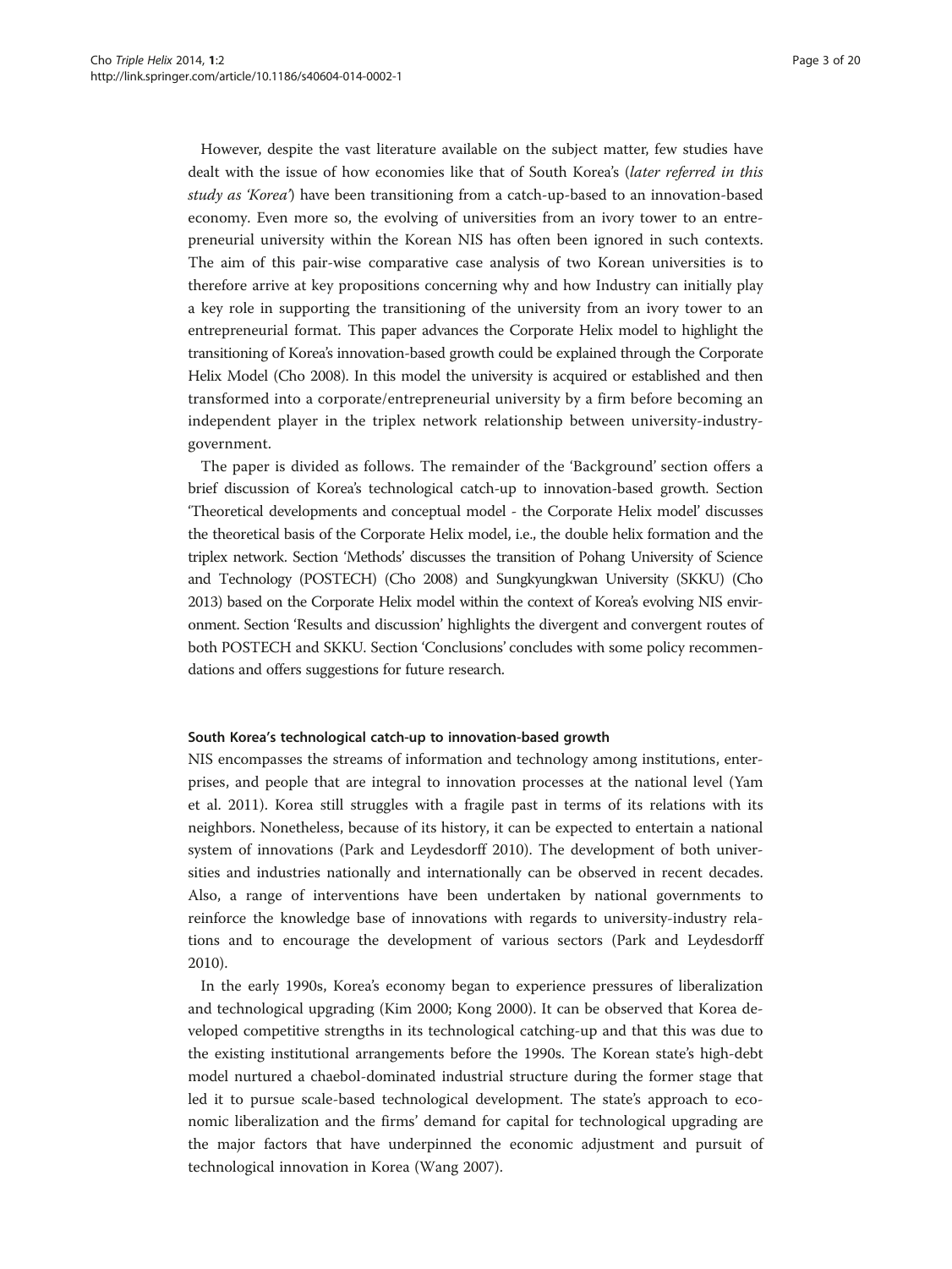However, despite the vast literature available on the subject matter, few studies have dealt with the issue of how economies like that of South Korea's (*later referred in this study as 'Korea'*) have been transitioning from a catch-up-based to an innovation-based economy. Even more so, the evolving of universities from an ivory tower to an entrepreneurial university within the Korean NIS has often been ignored in such contexts. The aim of this pair-wise comparative case analysis of two Korean universities is to therefore arrive at key propositions concerning why and how Industry can initially play a key role in supporting the transitioning of the university from an ivory tower to an entrepreneurial format. This paper advances the Corporate Helix model to highlight the transitioning of Korea's innovation-based growth could be explained through the Corporate Helix Model (Cho 2008). In this model the university is acquired or established and then transformed into a corporate/entrepreneurial university by a firm before becoming an independent player in the triplex network relationship between university-industry-government.

The paper is divided as follows. The remainder of the 'Background' section offers a brief discussion of Korea's technological catch-up to innovation-based growth. Section 'Theoretical developments and conceptual model - the Corporate Helix model' discusses the theoretical basis of the Corporate Helix model, i.e., the double helix formation and the triplex network. Section 'Methods' discusses the transition of Pohang University of Science and Technology (POSTECH) (Cho 2008) and Sungkyungkwan University (SKKU) (Cho 2013) based on the Corporate Helix model within the context of Korea's evolving NIS environment. Section 'Results and discussion' highlights the divergent and convergent routes of both POSTECH and SKKU. Section 'Conclusions' concludes with some policy recommendations and offers suggestions for future research.

### South Korea's technological catch-up to innovation-based growth

NIS encompasses the streams of information and technology among institutions, enterprises, and people that are integral to innovation processes at the national level (Yam et al. 2011). Korea still struggles with a fragile past in terms of its relations with its neighbors. Nonetheless, because of its history, it can be expected to entertain a national system of innovations (Park and Leydesdorff 2010). The development of both universities and industries nationally and internationally can be observed in recent decades. Also, a range of interventions have been undertaken by national governments to reinforce the knowledge base of innovations with regards to university-industry relations and to encourage the development of various sectors (Park and Leydesdorff 2010).

In the early 1990s, Korea's economy began to experience pressures of liberalization and technological upgrading (Kim 2000; Kong 2000). It can be observed that Korea developed competitive strengths in its technological catching-up and that this was due to the existing institutional arrangements before the 1990s. The Korean state's high-debt model nurtured a chaebol-dominated industrial structure during the former stage that led it to pursue scale-based technological development. The state's approach to economic liberalization and the firms' demand for capital for technological upgrading are the major factors that have underpinned the economic adjustment and pursuit of technological innovation in Korea (Wang 2007).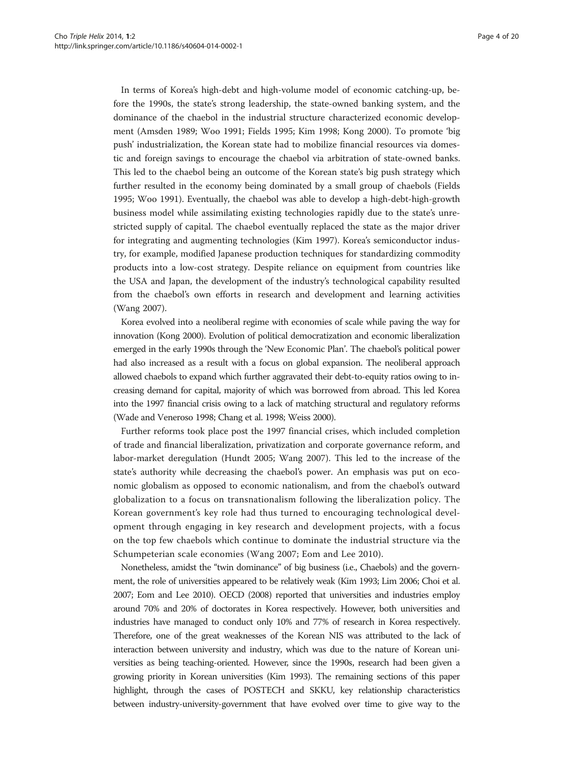In terms of Korea's high-debt and high-volume model of economic catching-up, before the 1990s, the state's strong leadership, the state-owned banking system, and the dominance of the chaebol in the industrial structure characterized economic development (Amsden 1989; Woo 1991; Fields 1995; Kim 1998; Kong 2000). To promote 'big push' industrialization, the Korean state had to mobilize financial resources via domestic and foreign savings to encourage the chaebol via arbitration of state-owned banks. This led to the chaebol being an outcome of the Korean state's big push strategy which further resulted in the economy being dominated by a small group of chaebols (Fields 1995; Woo 1991). Eventually, the chaebol was able to develop a high-debt-high-growth business model while assimilating existing technologies rapidly due to the state's unrestricted supply of capital. The chaebol eventually replaced the state as the major driver for integrating and augmenting technologies (Kim 1997). Korea's semiconductor industry, for example, modified Japanese production techniques for standardizing commodity products into a low-cost strategy. Despite reliance on equipment from countries like the USA and Japan, the development of the industry's technological capability resulted from the chaebol's own efforts in research and development and learning activities (Wang 2007).

Korea evolved into a neoliberal regime with economies of scale while paving the way for innovation (Kong 2000). Evolution of political democratization and economic liberalization emerged in the early 1990s through the 'New Economic Plan'. The chaebol's political power had also increased as a result with a focus on global expansion. The neoliberal approach allowed chaebols to expand which further aggravated their debt-to-equity ratios owing to increasing demand for capital, majority of which was borrowed from abroad. This led Korea into the 1997 financial crisis owing to a lack of matching structural and regulatory reforms (Wade and Veneroso 1998; Chang et al. 1998; Weiss 2000).

Further reforms took place post the 1997 financial crises, which included completion of trade and financial liberalization, privatization and corporate governance reform, and labor-market deregulation (Hundt 2005; Wang 2007). This led to the increase of the state's authority while decreasing the chaebol's power. An emphasis was put on economic globalism as opposed to economic nationalism, and from the chaebol's outward globalization to a focus on transnationalism following the liberalization policy. The Korean government's key role had thus turned to encouraging technological development through engaging in key research and development projects, with a focus on the top few chaebols which continue to dominate the industrial structure via the Schumpeterian scale economies (Wang 2007; Eom and Lee 2010).

Nonetheless, amidst the "twin dominance" of big business (i.e., Chaebols) and the government, the role of universities appeared to be relatively weak (Kim 1993; Lim 2006; Choi et al. 2007; Eom and Lee 2010). OECD (2008) reported that universities and industries employ around 70% and 20% of doctorates in Korea respectively. However, both universities and industries have managed to conduct only 10% and 77% of research in Korea respectively. Therefore, one of the great weaknesses of the Korean NIS was attributed to the lack of interaction between university and industry, which was due to the nature of Korean universities as being teaching-oriented. However, since the 1990s, research had been given a growing priority in Korean universities (Kim 1993). The remaining sections of this paper highlight, through the cases of POSTECH and SKKU, key relationship characteristics between industry-university-government that have evolved over time to give way to the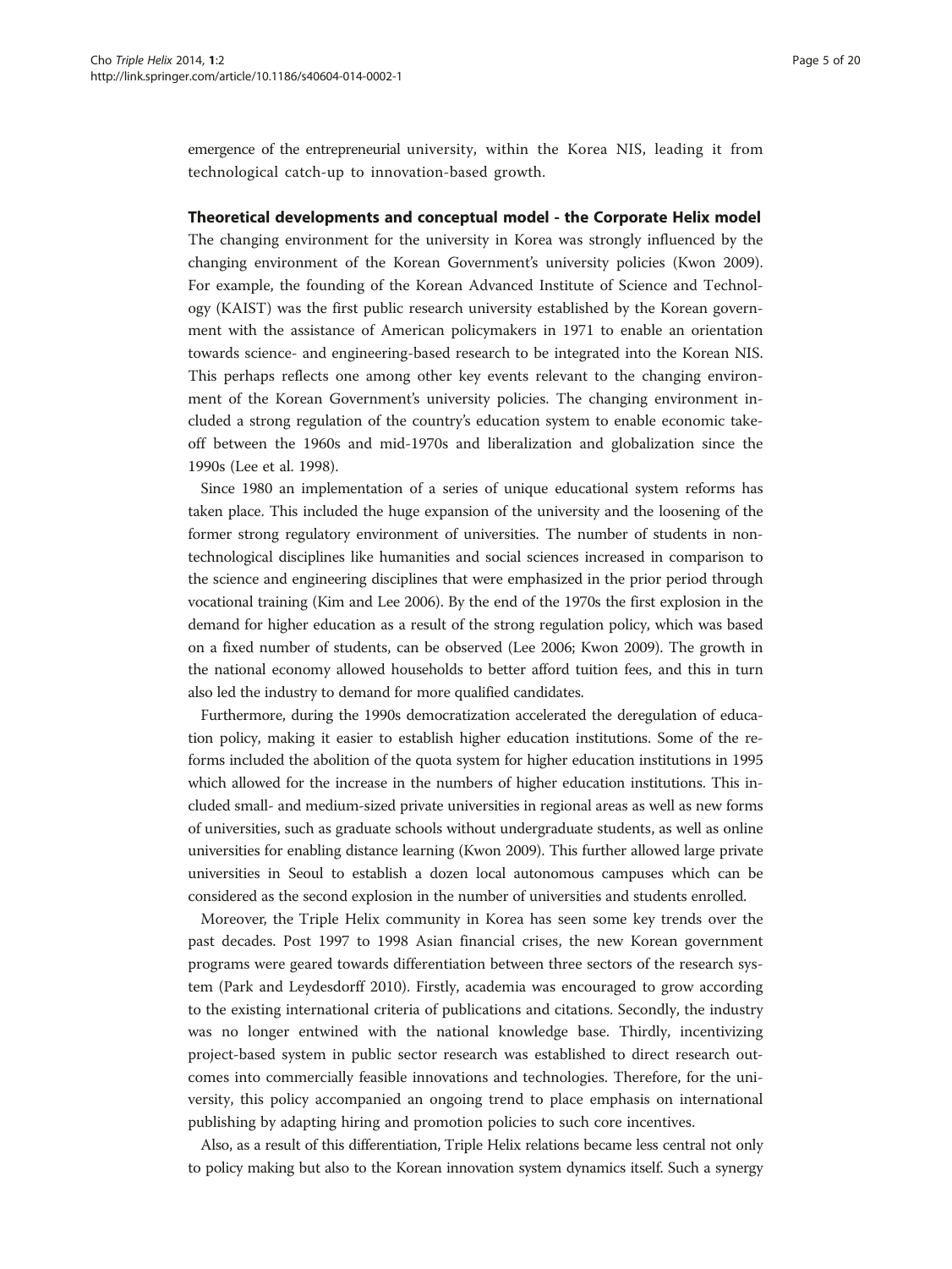emergence of the entrepreneurial university, within the Korea NIS, leading it from technological catch-up to innovation-based growth.

### Theoretical developments and conceptual model - the Corporate Helix model

The changing environment for the university in Korea was strongly influenced by the changing environment of the Korean Government's university policies (Kwon 2009). For example, the founding of the Korean Advanced Institute of Science and Technology (KAIST) was the first public research university established by the Korean government with the assistance of American policymakers in 1971 to enable an orientation towards science- and engineering-based research to be integrated into the Korean NIS. This perhaps reflects one among other key events relevant to the changing environment of the Korean Government's university policies. The changing environment included a strong regulation of the country's education system to enable economic take-off between the 1960s and mid-1970s and liberalization and globalization since the 1990s (Lee et al. 1998).

Since 1980 an implementation of a series of unique educational system reforms has taken place. This included the huge expansion of the university and the loosening of the former strong regulatory environment of universities. The number of students in non-technological disciplines like humanities and social sciences increased in comparison to the science and engineering disciplines that were emphasized in the prior period through vocational training (Kim and Lee 2006). By the end of the 1970s the first explosion in the demand for higher education as a result of the strong regulation policy, which was based on a fixed number of students, can be observed (Lee 2006; Kwon 2009). The growth in the national economy allowed households to better afford tuition fees, and this in turn also led the industry to demand for more qualified candidates.

Furthermore, during the 1990s democratization accelerated the deregulation of education policy, making it easier to establish higher education institutions. Some of the reforms included the abolition of the quota system for higher education institutions in 1995 which allowed for the increase in the numbers of higher education institutions. This included small- and medium-sized private universities in regional areas as well as new forms of universities, such as graduate schools without undergraduate students, as well as online universities for enabling distance learning (Kwon 2009). This further allowed large private universities in Seoul to establish a dozen local autonomous campuses which can be considered as the second explosion in the number of universities and students enrolled.

Moreover, the Triple Helix community in Korea has seen some key trends over the past decades. Post 1997 to 1998 Asian financial crises, the new Korean government programs were geared towards differentiation between three sectors of the research system (Park and Leydesdorff 2010). Firstly, academia was encouraged to grow according to the existing international criteria of publications and citations. Secondly, the industry was no longer entwined with the national knowledge base. Thirdly, incentivizing project-based system in public sector research was established to direct research outcomes into commercially feasible innovations and technologies. Therefore, for the university, this policy accompanied an ongoing trend to place emphasis on international publishing by adapting hiring and promotion policies to such core incentives.

Also, as a result of this differentiation, Triple Helix relations became less central not only to policy making but also to the Korean innovation system dynamics itself. Such a synergy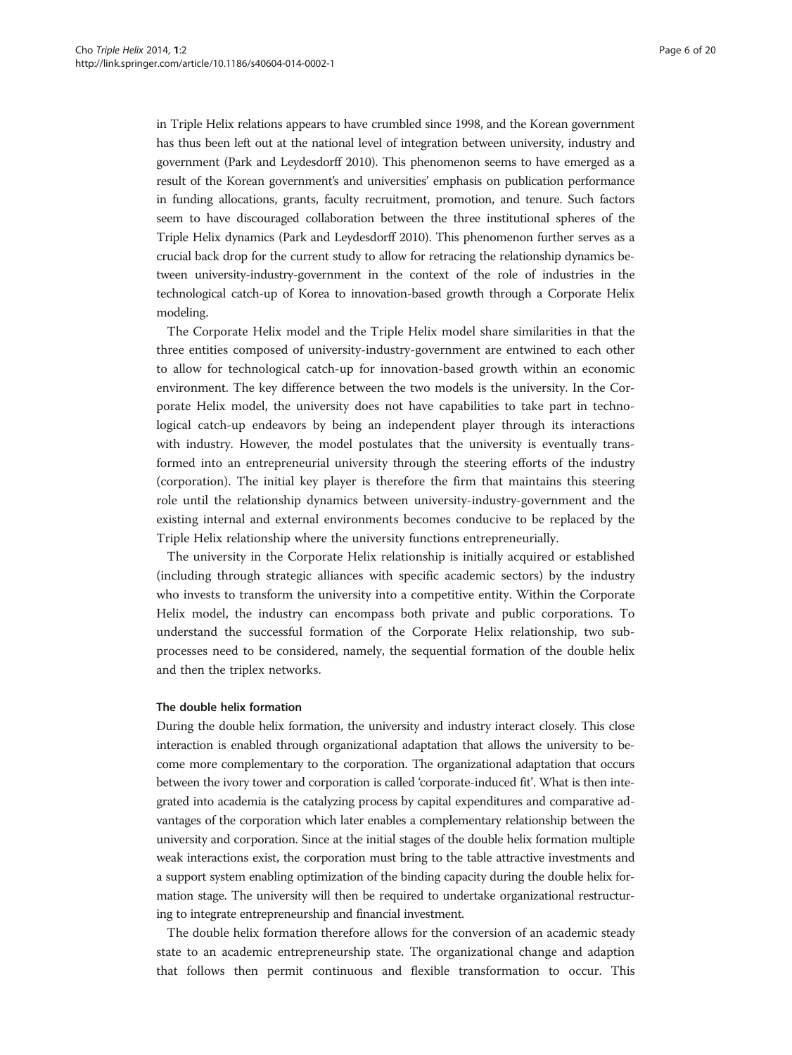in Triple Helix relations appears to have crumbled since 1998, and the Korean government has thus been left out at the national level of integration between university, industry and government (Park and Leydesdorff 2010). This phenomenon seems to have emerged as a result of the Korean government's and universities' emphasis on publication performance in funding allocations, grants, faculty recruitment, promotion, and tenure. Such factors seem to have discouraged collaboration between the three institutional spheres of the Triple Helix dynamics (Park and Leydesdorff 2010). This phenomenon further serves as a crucial back drop for the current study to allow for retracing the relationship dynamics between university-industry-government in the context of the role of industries in the technological catch-up of Korea to innovation-based growth through a Corporate Helix modeling.

The Corporate Helix model and the Triple Helix model share similarities in that the three entities composed of university-industry-government are entwined to each other to allow for technological catch-up for innovation-based growth within an economic environment. The key difference between the two models is the university. In the Corporate Helix model, the university does not have capabilities to take part in technological catch-up endeavors by being an independent player through its interactions with industry. However, the model postulates that the university is eventually transformed into an entrepreneurial university through the steering efforts of the industry (corporation). The initial key player is therefore the firm that maintains this steering role until the relationship dynamics between university-industry-government and the existing internal and external environments becomes conducive to be replaced by the Triple Helix relationship where the university functions entrepreneurially.

The university in the Corporate Helix relationship is initially acquired or established (including through strategic alliances with specific academic sectors) by the industry who invests to transform the university into a competitive entity. Within the Corporate Helix model, the industry can encompass both private and public corporations. To understand the successful formation of the Corporate Helix relationship, two sub-processes need to be considered, namely, the sequential formation of the double helix and then the triplex networks.

### The double helix formation

During the double helix formation, the university and industry interact closely. This close interaction is enabled through organizational adaptation that allows the university to become more complementary to the corporation. The organizational adaptation that occurs between the ivory tower and corporation is called 'corporate-induced fit'. What is then integrated into academia is the catalyzing process by capital expenditures and comparative advantages of the corporation which later enables a complementary relationship between the university and corporation. Since at the initial stages of the double helix formation multiple weak interactions exist, the corporation must bring to the table attractive investments and a support system enabling optimization of the binding capacity during the double helix formation stage. The university will then be required to undertake organizational restructuring to integrate entrepreneurship and financial investment.

The double helix formation therefore allows for the conversion of an academic steady state to an academic entrepreneurship state. The organizational change and adaption that follows then permit continuous and flexible transformation to occur. This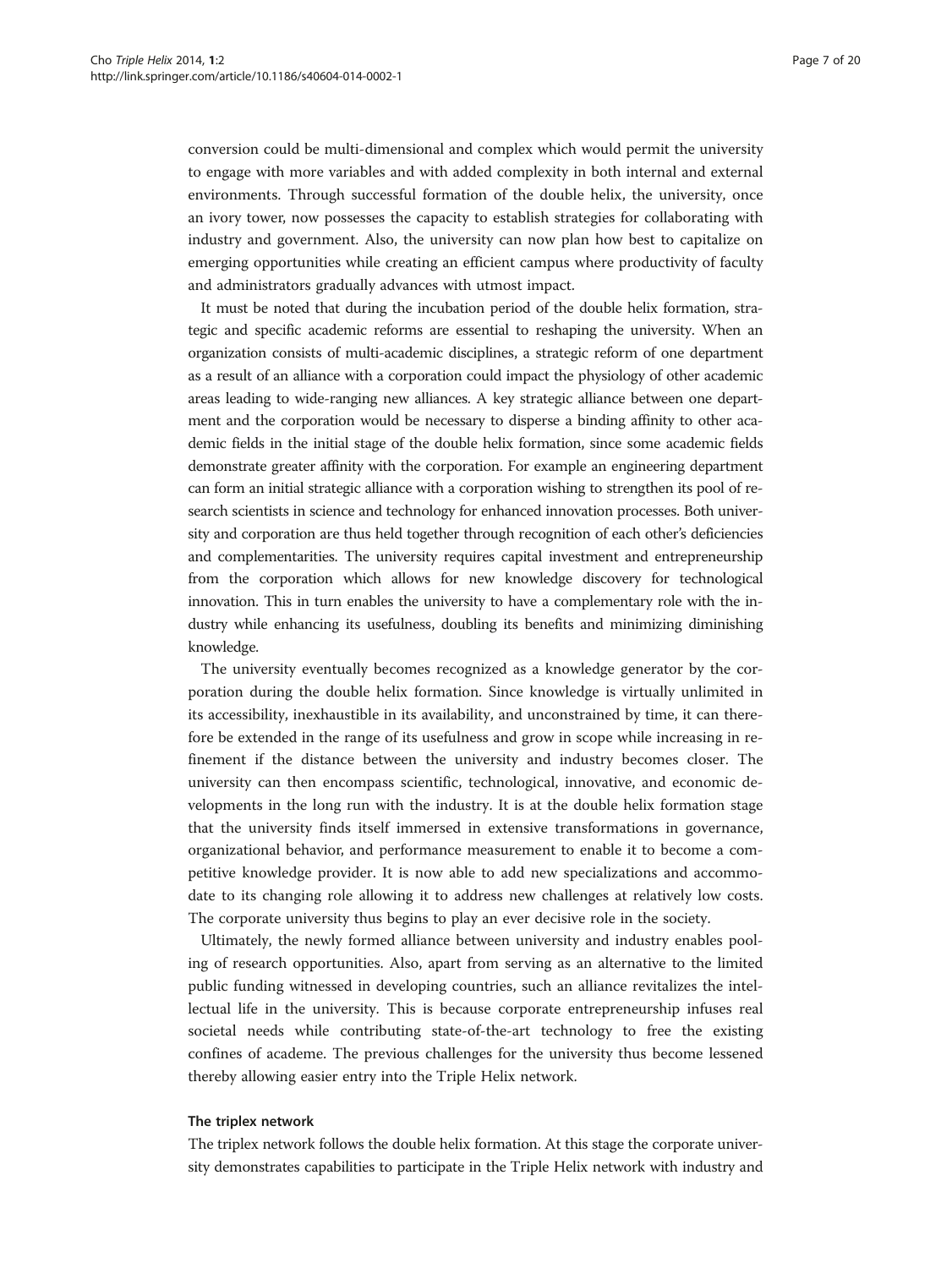conversion could be multi-dimensional and complex which would permit the university to engage with more variables and with added complexity in both internal and external environments. Through successful formation of the double helix, the university, once an ivory tower, now possesses the capacity to establish strategies for collaborating with industry and government. Also, the university can now plan how best to capitalize on emerging opportunities while creating an efficient campus where productivity of faculty and administrators gradually advances with utmost impact.

It must be noted that during the incubation period of the double helix formation, strategic and specific academic reforms are essential to reshaping the university. When an organization consists of multi-academic disciplines, a strategic reform of one department as a result of an alliance with a corporation could impact the physiology of other academic areas leading to wide-ranging new alliances. A key strategic alliance between one department and the corporation would be necessary to disperse a binding affinity to other academic fields in the initial stage of the double helix formation, since some academic fields demonstrate greater affinity with the corporation. For example an engineering department can form an initial strategic alliance with a corporation wishing to strengthen its pool of research scientists in science and technology for enhanced innovation processes. Both university and corporation are thus held together through recognition of each other's deficiencies and complementarities. The university requires capital investment and entrepreneurship from the corporation which allows for new knowledge discovery for technological innovation. This in turn enables the university to have a complementary role with the industry while enhancing its usefulness, doubling its benefits and minimizing diminishing knowledge.

The university eventually becomes recognized as a knowledge generator by the corporation during the double helix formation. Since knowledge is virtually unlimited in its accessibility, inexhaustible in its availability, and unconstrained by time, it can therefore be extended in the range of its usefulness and grow in scope while increasing in refinement if the distance between the university and industry becomes closer. The university can then encompass scientific, technological, innovative, and economic developments in the long run with the industry. It is at the double helix formation stage that the university finds itself immersed in extensive transformations in governance, organizational behavior, and performance measurement to enable it to become a competitive knowledge provider. It is now able to add new specializations and accommodate to its changing role allowing it to address new challenges at relatively low costs. The corporate university thus begins to play an ever decisive role in the society.

Ultimately, the newly formed alliance between university and industry enables pooling of research opportunities. Also, apart from serving as an alternative to the limited public funding witnessed in developing countries, such an alliance revitalizes the intellectual life in the university. This is because corporate entrepreneurship infuses real societal needs while contributing state-of-the-art technology to free the existing confines of academe. The previous challenges for the university thus become lessened thereby allowing easier entry into the Triple Helix network.

### The triplex network

The triplex network follows the double helix formation. At this stage the corporate university demonstrates capabilities to participate in the Triple Helix network with industry and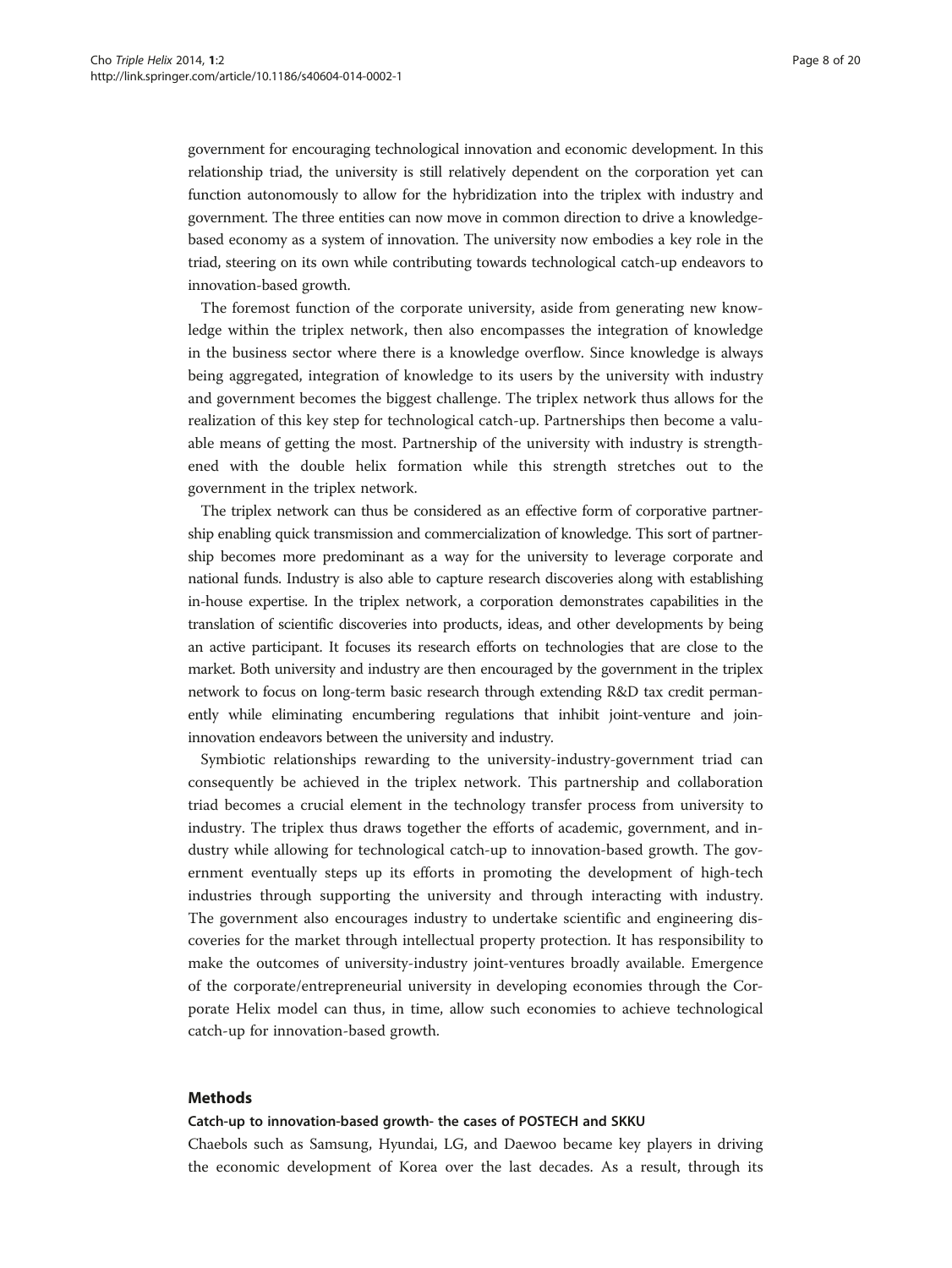government for encouraging technological innovation and economic development. In this relationship triad, the university is still relatively dependent on the corporation yet can function autonomously to allow for the hybridization into the triplex with industry and government. The three entities can now move in common direction to drive a knowledge-based economy as a system of innovation. The university now embodies a key role in the triad, steering on its own while contributing towards technological catch-up endeavors to innovation-based growth.

The foremost function of the corporate university, aside from generating new knowledge within the triplex network, then also encompasses the integration of knowledge in the business sector where there is a knowledge overflow. Since knowledge is always being aggregated, integration of knowledge to its users by the university with industry and government becomes the biggest challenge. The triplex network thus allows for the realization of this key step for technological catch-up. Partnerships then become a valuable means of getting the most. Partnership of the university with industry is strengthened with the double helix formation while this strength stretches out to the government in the triplex network.

The triplex network can thus be considered as an effective form of corporative partnership enabling quick transmission and commercialization of knowledge. This sort of partnership becomes more predominant as a way for the university to leverage corporate and national funds. Industry is also able to capture research discoveries along with establishing in-house expertise. In the triplex network, a corporation demonstrates capabilities in the translation of scientific discoveries into products, ideas, and other developments by being an active participant. It focuses its research efforts on technologies that are close to the market. Both university and industry are then encouraged by the government in the triplex network to focus on long-term basic research through extending R&D tax credit permanently while eliminating encumbering regulations that inhibit joint-venture and join-innovation endeavors between the university and industry.

Symbiotic relationships rewarding to the university-industry-government triad can consequently be achieved in the triplex network. This partnership and collaboration triad becomes a crucial element in the technology transfer process from university to industry. The triplex thus draws together the efforts of academic, government, and industry while allowing for technological catch-up to innovation-based growth. The government eventually steps up its efforts in promoting the development of high-tech industries through supporting the university and through interacting with industry. The government also encourages industry to undertake scientific and engineering discoveries for the market through intellectual property protection. It has responsibility to make the outcomes of university-industry joint-ventures broadly available. Emergence of the corporate/entrepreneurial university in developing economies through the Corporate Helix model can thus, in time, allow such economies to achieve technological catch-up for innovation-based growth.

## Methods

### Catch-up to innovation-based growth- the cases of POSTECH and SKKU

Chaebols such as Samsung, Hyundai, LG, and Daewoo became key players in driving the economic development of Korea over the last decades. As a result, through its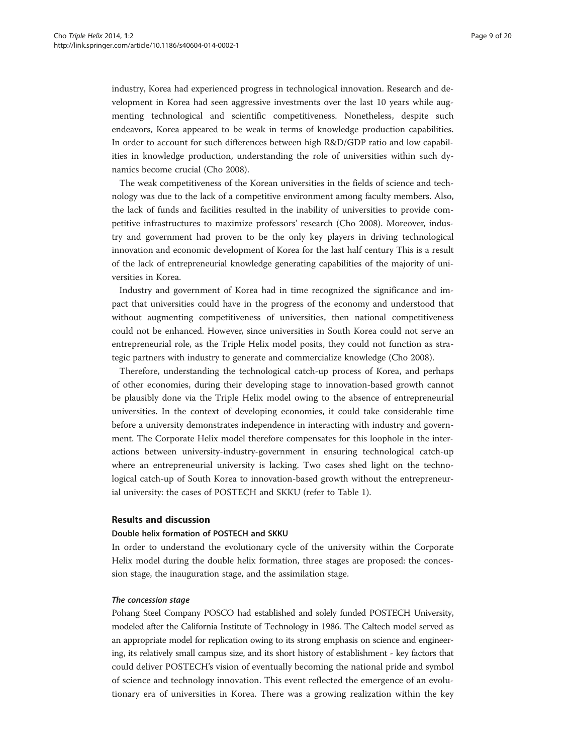industry, Korea had experienced progress in technological innovation. Research and development in Korea had seen aggressive investments over the last 10 years while augmenting technological and scientific competitiveness. Nonetheless, despite such endeavors, Korea appeared to be weak in terms of knowledge production capabilities. In order to account for such differences between high R&D/GDP ratio and low capabilities in knowledge production, understanding the role of universities within such dynamics become crucial (Cho 2008).

The weak competitiveness of the Korean universities in the fields of science and technology was due to the lack of a competitive environment among faculty members. Also, the lack of funds and facilities resulted in the inability of universities to provide competitive infrastructures to maximize professors' research (Cho 2008). Moreover, industry and government had proven to be the only key players in driving technological innovation and economic development of Korea for the last half century This is a result of the lack of entrepreneurial knowledge generating capabilities of the majority of universities in Korea.

Industry and government of Korea had in time recognized the significance and impact that universities could have in the progress of the economy and understood that without augmenting competitiveness of universities, then national competitiveness could not be enhanced. However, since universities in South Korea could not serve an entrepreneurial role, as the Triple Helix model posits, they could not function as strategic partners with industry to generate and commercialize knowledge (Cho 2008).

Therefore, understanding the technological catch-up process of Korea, and perhaps of other economies, during their developing stage to innovation-based growth cannot be plausibly done via the Triple Helix model owing to the absence of entrepreneurial universities. In the context of developing economies, it could take considerable time before a university demonstrates independence in interacting with industry and government. The Corporate Helix model therefore compensates for this loophole in the interactions between university-industry-government in ensuring technological catch-up where an entrepreneurial university is lacking. Two cases shed light on the technological catch-up of South Korea to innovation-based growth without the entrepreneurial university: the cases of POSTECH and SKKU (refer to Table 1).

## Results and discussion

### Double helix formation of POSTECH and SKKU

In order to understand the evolutionary cycle of the university within the Corporate Helix model during the double helix formation, three stages are proposed: the concession stage, the inauguration stage, and the assimilation stage.

#### *The concession stage*

Pohang Steel Company POSCO had established and solely funded POSTECH University, modeled after the California Institute of Technology in 1986. The Caltech model served as an appropriate model for replication owing to its strong emphasis on science and engineering, its relatively small campus size, and its short history of establishment - key factors that could deliver POSTECH's vision of eventually becoming the national pride and symbol of science and technology innovation. This event reflected the emergence of an evolutionary era of universities in Korea. There was a growing realization within the key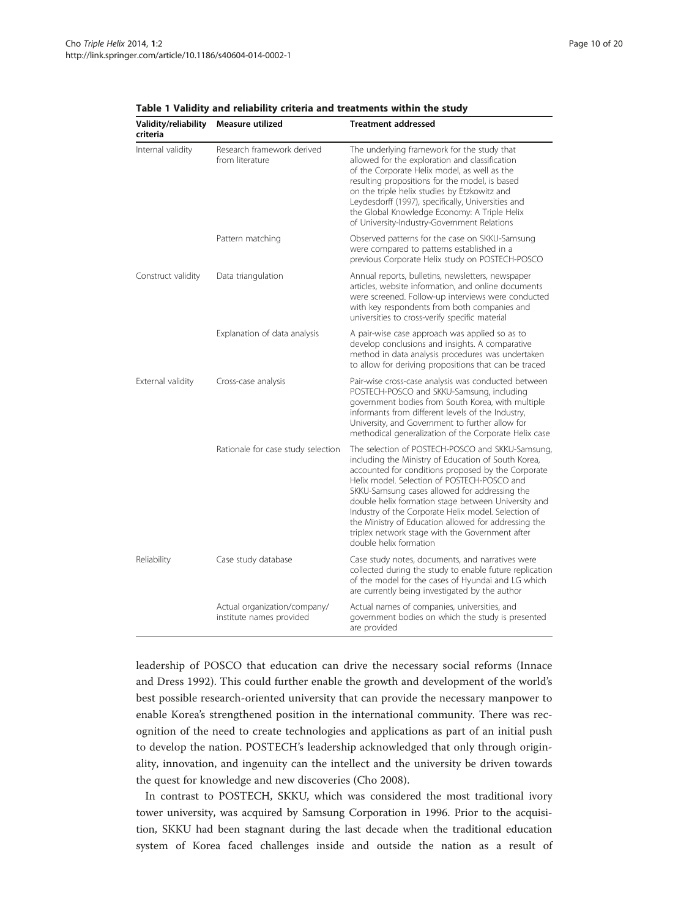**Table 1 Validity and reliability criteria and treatments within the study**

| Validity/reliability criteria | Measure utilized | Treatment addressed |
| --- | --- | --- |
| Internal validity | Research framework derived from literature | The underlying framework for the study that allowed for the exploration and classification of the Corporate Helix model, as well as the resulting propositions for the model, is based on the triple helix studies by Etzkowitz and Leydesdorff (1997), specifically, Universities and the Global Knowledge Economy: A Triple Helix of University-Industry-Government Relations |
| | Pattern matching | Observed patterns for the case on SKKU-Samsung were compared to patterns established in a previous Corporate Helix study on POSTECH-POSCO |
| Construct validity | Data triangulation | Annual reports, bulletins, newsletters, newspaper articles, website information, and online documents were screened. Follow-up interviews were conducted with key respondents from both companies and universities to cross-verify specific material |
| | Explanation of data analysis | A pair-wise case approach was applied so as to develop conclusions and insights. A comparative method in data analysis procedures was undertaken to allow for deriving propositions that can be traced |
| External validity | Cross-case analysis | Pair-wise cross-case analysis was conducted between POSTECH-POSCO and SKKU-Samsung, including government bodies from South Korea, with multiple informants from different levels of the Industry, University, and Government to further allow for methodical generalization of the Corporate Helix case |
| | Rationale for case study selection | The selection of POSTECH-POSCO and SKKU-Samsung, including the Ministry of Education of South Korea, accounted for conditions proposed by the Corporate Helix model. Selection of POSTECH-POSCO and SKKU-Samsung cases allowed for addressing the double helix formation stage between University and Industry of the Corporate Helix model. Selection of the Ministry of Education allowed for addressing the triplex network stage with the Government after double helix formation |
| Reliability | Case study database | Case study notes, documents, and narratives were collected during the study to enable future replication of the model for the cases of Hyundai and LG which are currently being investigated by the author |
| | Actual organization/company/institute names provided | Actual names of companies, universities, and government bodies on which the study is presented are provided |

leadership of POSCO that education can drive the necessary social reforms (Innace and Dress 1992). This could further enable the growth and development of the world's best possible research-oriented university that can provide the necessary manpower to enable Korea's strengthened position in the international community. There was recognition of the need to create technologies and applications as part of an initial push to develop the nation. POSTECH's leadership acknowledged that only through originality, innovation, and ingenuity can the intellect and the university be driven towards the quest for knowledge and new discoveries (Cho 2008).

In contrast to POSTECH, SKKU, which was considered the most traditional ivory tower university, was acquired by Samsung Corporation in 1996. Prior to the acquisition, SKKU had been stagnant during the last decade when the traditional education system of Korea faced challenges inside and outside the nation as a result of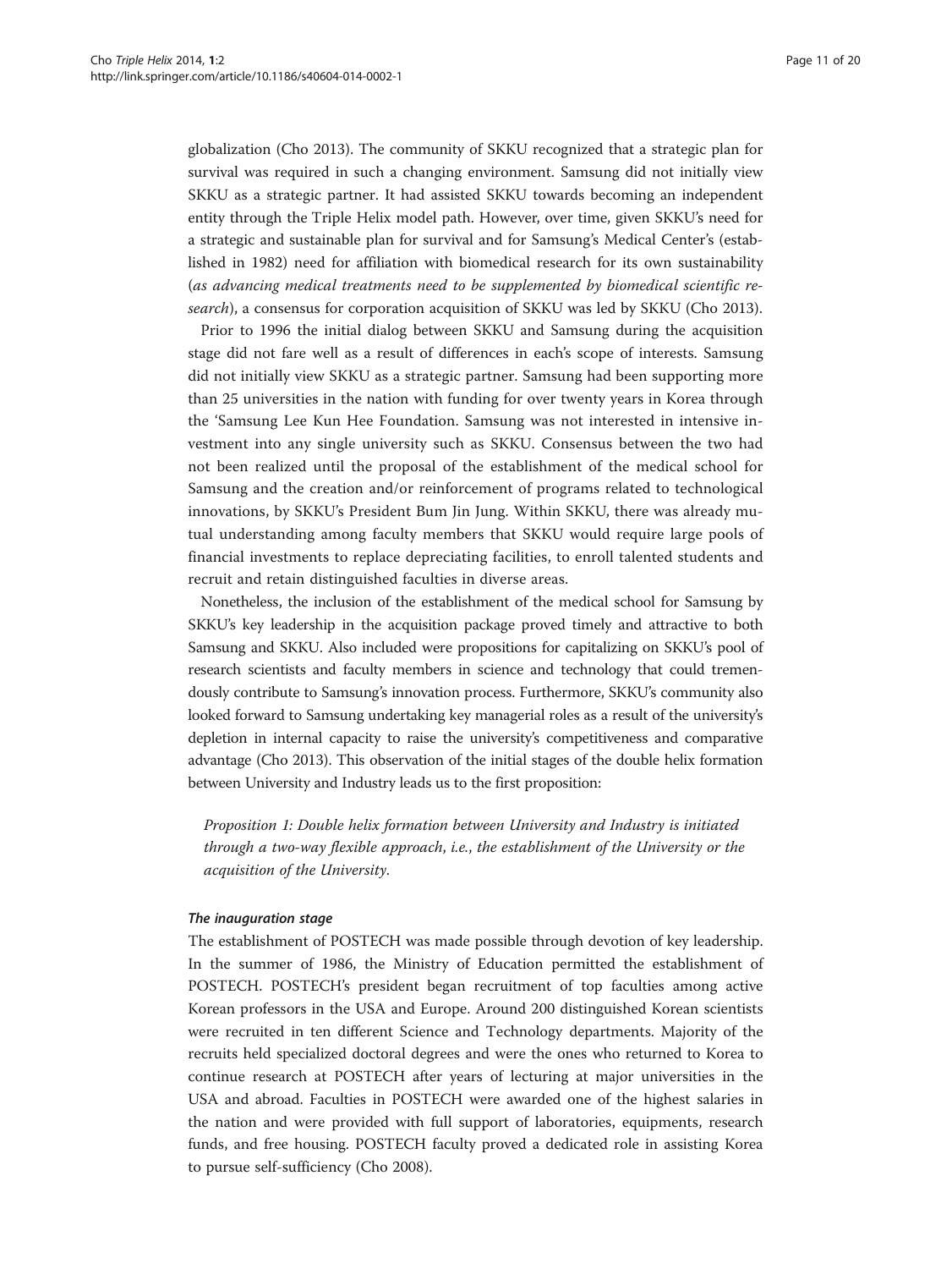globalization (Cho 2013). The community of SKKU recognized that a strategic plan for survival was required in such a changing environment. Samsung did not initially view SKKU as a strategic partner. It had assisted SKKU towards becoming an independent entity through the Triple Helix model path. However, over time, given SKKU's need for a strategic and sustainable plan for survival and for Samsung's Medical Center's (established in 1982) need for affiliation with biomedical research for its own sustainability (*as advancing medical treatments need to be supplemented by biomedical scientific research*), a consensus for corporation acquisition of SKKU was led by SKKU (Cho 2013).

Prior to 1996 the initial dialog between SKKU and Samsung during the acquisition stage did not fare well as a result of differences in each's scope of interests. Samsung did not initially view SKKU as a strategic partner. Samsung had been supporting more than 25 universities in the nation with funding for over twenty years in Korea through the 'Samsung Lee Kun Hee Foundation. Samsung was not interested in intensive investment into any single university such as SKKU. Consensus between the two had not been realized until the proposal of the establishment of the medical school for Samsung and the creation and/or reinforcement of programs related to technological innovations, by SKKU's President Bum Jin Jung. Within SKKU, there was already mutual understanding among faculty members that SKKU would require large pools of financial investments to replace depreciating facilities, to enroll talented students and recruit and retain distinguished faculties in diverse areas.

Nonetheless, the inclusion of the establishment of the medical school for Samsung by SKKU's key leadership in the acquisition package proved timely and attractive to both Samsung and SKKU. Also included were propositions for capitalizing on SKKU's pool of research scientists and faculty members in science and technology that could tremendously contribute to Samsung's innovation process. Furthermore, SKKU's community also looked forward to Samsung undertaking key managerial roles as a result of the university's depletion in internal capacity to raise the university's competitiveness and comparative advantage (Cho 2013). This observation of the initial stages of the double helix formation between University and Industry leads us to the first proposition:

*Proposition 1: Double helix formation between University and Industry is initiated through a two-way flexible approach, i.e., the establishment of the University or the acquisition of the University.*

#### *The inauguration stage*

The establishment of POSTECH was made possible through devotion of key leadership. In the summer of 1986, the Ministry of Education permitted the establishment of POSTECH. POSTECH's president began recruitment of top faculties among active Korean professors in the USA and Europe. Around 200 distinguished Korean scientists were recruited in ten different Science and Technology departments. Majority of the recruits held specialized doctoral degrees and were the ones who returned to Korea to continue research at POSTECH after years of lecturing at major universities in the USA and abroad. Faculties in POSTECH were awarded one of the highest salaries in the nation and were provided with full support of laboratories, equipments, research funds, and free housing. POSTECH faculty proved a dedicated role in assisting Korea to pursue self-sufficiency (Cho 2008).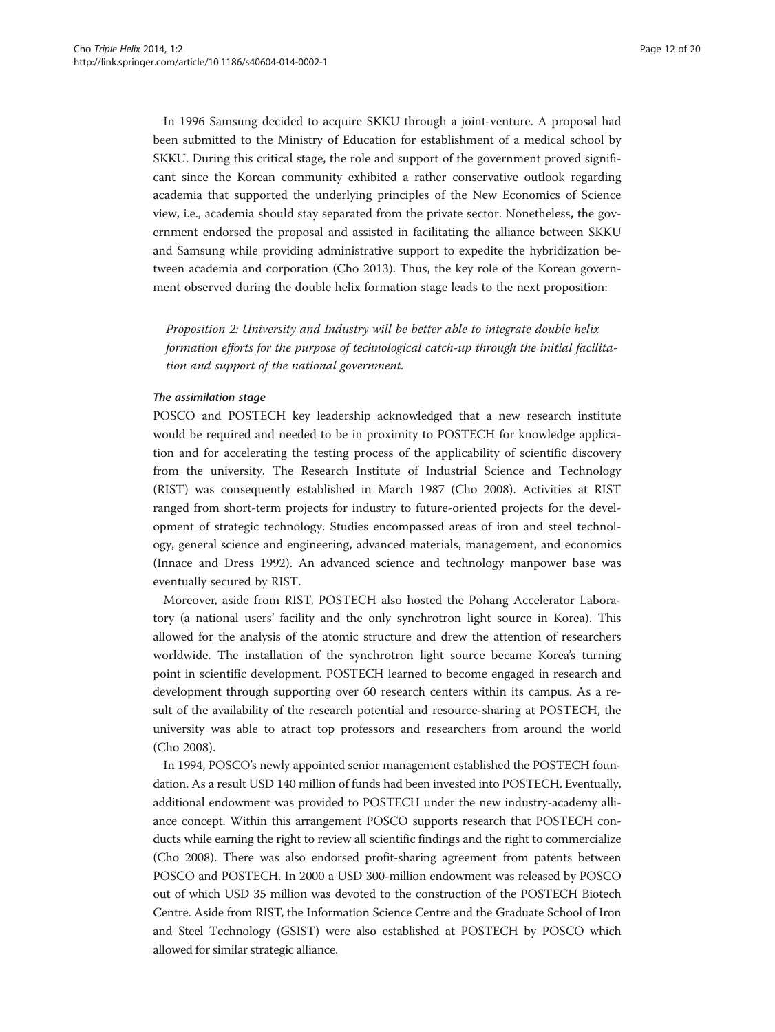In 1996 Samsung decided to acquire SKKU through a joint-venture. A proposal had been submitted to the Ministry of Education for establishment of a medical school by SKKU. During this critical stage, the role and support of the government proved significant since the Korean community exhibited a rather conservative outlook regarding academia that supported the underlying principles of the New Economics of Science view, i.e., academia should stay separated from the private sector. Nonetheless, the government endorsed the proposal and assisted in facilitating the alliance between SKKU and Samsung while providing administrative support to expedite the hybridization between academia and corporation (Cho 2013). Thus, the key role of the Korean government observed during the double helix formation stage leads to the next proposition:

> *Proposition 2: University and Industry will be better able to integrate double helix formation efforts for the purpose of technological catch-up through the initial facilitation and support of the national government.*

#### *The assimilation stage*

POSCO and POSTECH key leadership acknowledged that a new research institute would be required and needed to be in proximity to POSTECH for knowledge application and for accelerating the testing process of the applicability of scientific discovery from the university. The Research Institute of Industrial Science and Technology (RIST) was consequently established in March 1987 (Cho 2008). Activities at RIST ranged from short-term projects for industry to future-oriented projects for the development of strategic technology. Studies encompassed areas of iron and steel technology, general science and engineering, advanced materials, management, and economics (Innace and Dress 1992). An advanced science and technology manpower base was eventually secured by RIST.

Moreover, aside from RIST, POSTECH also hosted the Pohang Accelerator Laboratory (a national users' facility and the only synchrotron light source in Korea). This allowed for the analysis of the atomic structure and drew the attention of researchers worldwide. The installation of the synchrotron light source became Korea's turning point in scientific development. POSTECH learned to become engaged in research and development through supporting over 60 research centers within its campus. As a result of the availability of the research potential and resource-sharing at POSTECH, the university was able to atract top professors and researchers from around the world (Cho 2008).

In 1994, POSCO's newly appointed senior management established the POSTECH foundation. As a result USD 140 million of funds had been invested into POSTECH. Eventually, additional endowment was provided to POSTECH under the new industry-academy alliance concept. Within this arrangement POSCO supports research that POSTECH conducts while earning the right to review all scientific findings and the right to commercialize (Cho 2008). There was also endorsed profit-sharing agreement from patents between POSCO and POSTECH. In 2000 a USD 300-million endowment was released by POSCO out of which USD 35 million was devoted to the construction of the POSTECH Biotech Centre. Aside from RIST, the Information Science Centre and the Graduate School of Iron and Steel Technology (GSIST) were also established at POSTECH by POSCO which allowed for similar strategic alliance.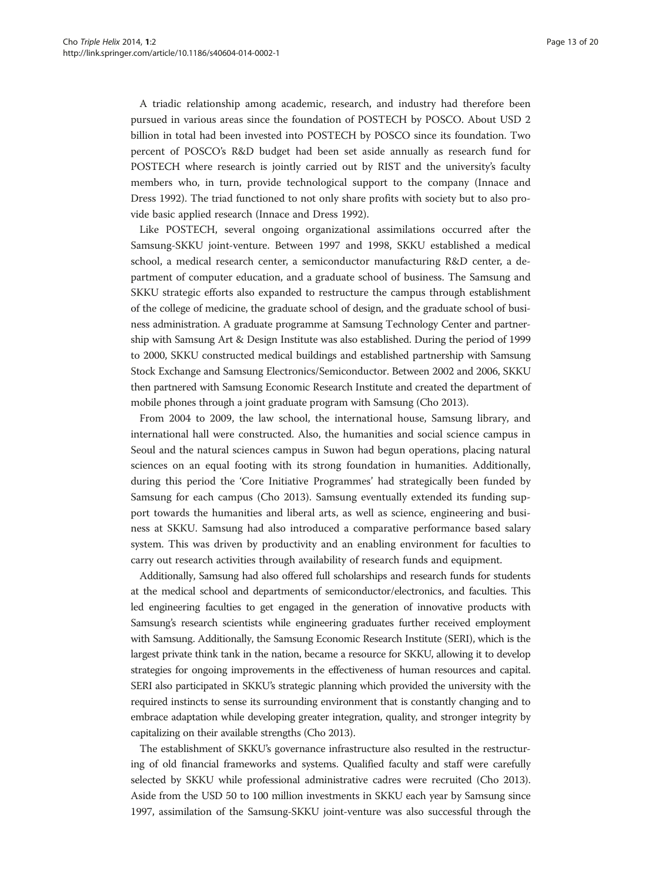A triadic relationship among academic, research, and industry had therefore been pursued in various areas since the foundation of POSTECH by POSCO. About USD 2 billion in total had been invested into POSTECH by POSCO since its foundation. Two percent of POSCO's R&D budget had been set aside annually as research fund for POSTECH where research is jointly carried out by RIST and the university's faculty members who, in turn, provide technological support to the company (Innace and Dress 1992). The triad functioned to not only share profits with society but to also provide basic applied research (Innace and Dress 1992).

Like POSTECH, several ongoing organizational assimilations occurred after the Samsung-SKKU joint-venture. Between 1997 and 1998, SKKU established a medical school, a medical research center, a semiconductor manufacturing R&D center, a department of computer education, and a graduate school of business. The Samsung and SKKU strategic efforts also expanded to restructure the campus through establishment of the college of medicine, the graduate school of design, and the graduate school of business administration. A graduate programme at Samsung Technology Center and partnership with Samsung Art & Design Institute was also established. During the period of 1999 to 2000, SKKU constructed medical buildings and established partnership with Samsung Stock Exchange and Samsung Electronics/Semiconductor. Between 2002 and 2006, SKKU then partnered with Samsung Economic Research Institute and created the department of mobile phones through a joint graduate program with Samsung (Cho 2013).

From 2004 to 2009, the law school, the international house, Samsung library, and international hall were constructed. Also, the humanities and social science campus in Seoul and the natural sciences campus in Suwon had begun operations, placing natural sciences on an equal footing with its strong foundation in humanities. Additionally, during this period the 'Core Initiative Programmes' had strategically been funded by Samsung for each campus (Cho 2013). Samsung eventually extended its funding support towards the humanities and liberal arts, as well as science, engineering and business at SKKU. Samsung had also introduced a comparative performance based salary system. This was driven by productivity and an enabling environment for faculties to carry out research activities through availability of research funds and equipment.

Additionally, Samsung had also offered full scholarships and research funds for students at the medical school and departments of semiconductor/electronics, and faculties. This led engineering faculties to get engaged in the generation of innovative products with Samsung's research scientists while engineering graduates further received employment with Samsung. Additionally, the Samsung Economic Research Institute (SERI), which is the largest private think tank in the nation, became a resource for SKKU, allowing it to develop strategies for ongoing improvements in the effectiveness of human resources and capital. SERI also participated in SKKU's strategic planning which provided the university with the required instincts to sense its surrounding environment that is constantly changing and to embrace adaptation while developing greater integration, quality, and stronger integrity by capitalizing on their available strengths (Cho 2013).

The establishment of SKKU's governance infrastructure also resulted in the restructuring of old financial frameworks and systems. Qualified faculty and staff were carefully selected by SKKU while professional administrative cadres were recruited (Cho 2013). Aside from the USD 50 to 100 million investments in SKKU each year by Samsung since 1997, assimilation of the Samsung-SKKU joint-venture was also successful through the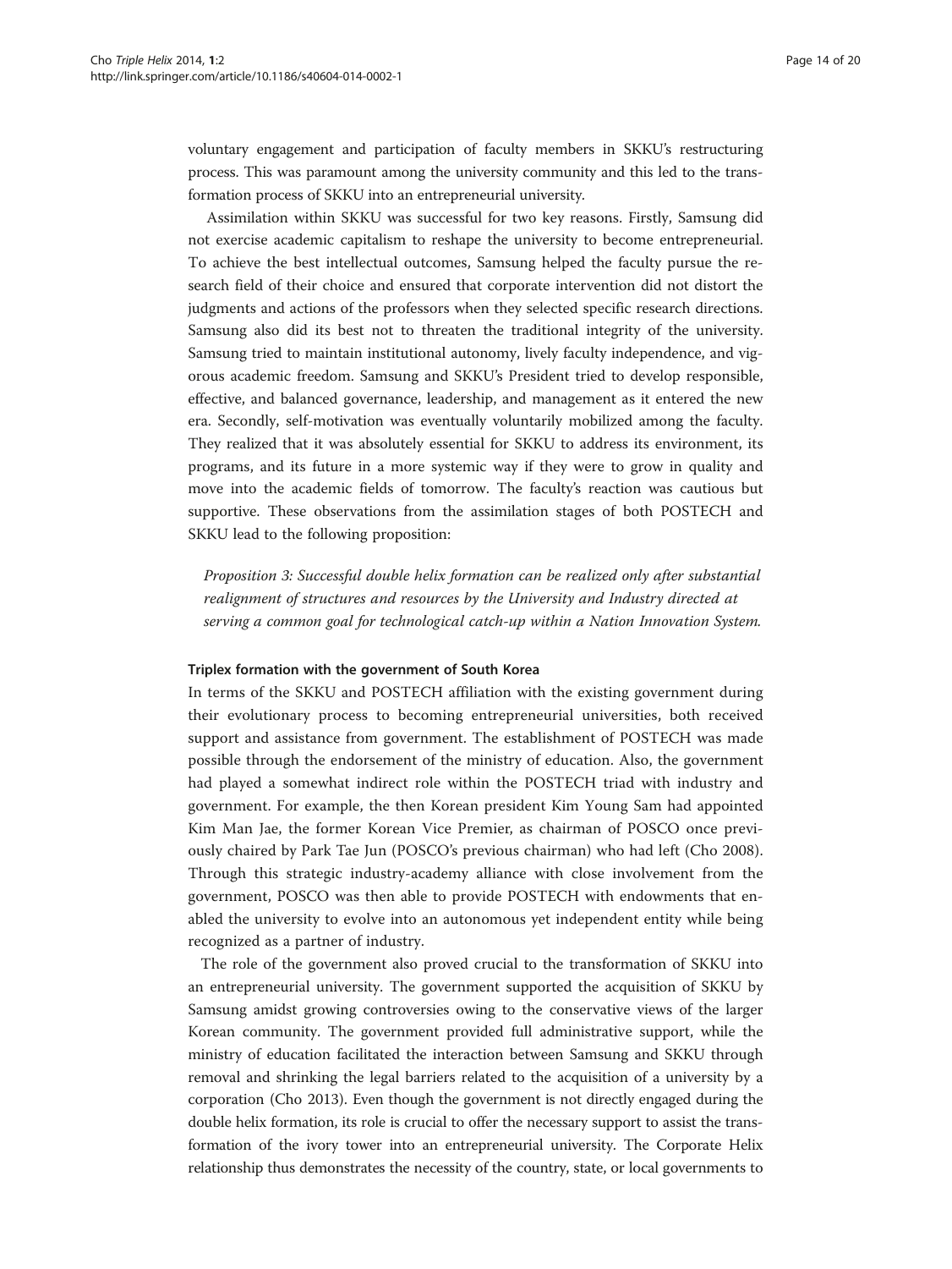voluntary engagement and participation of faculty members in SKKU's restructuring process. This was paramount among the university community and this led to the transformation process of SKKU into an entrepreneurial university.

Assimilation within SKKU was successful for two key reasons. Firstly, Samsung did not exercise academic capitalism to reshape the university to become entrepreneurial. To achieve the best intellectual outcomes, Samsung helped the faculty pursue the research field of their choice and ensured that corporate intervention did not distort the judgments and actions of the professors when they selected specific research directions. Samsung also did its best not to threaten the traditional integrity of the university. Samsung tried to maintain institutional autonomy, lively faculty independence, and vigorous academic freedom. Samsung and SKKU's President tried to develop responsible, effective, and balanced governance, leadership, and management as it entered the new era. Secondly, self-motivation was eventually voluntarily mobilized among the faculty. They realized that it was absolutely essential for SKKU to address its environment, its programs, and its future in a more systemic way if they were to grow in quality and move into the academic fields of tomorrow. The faculty's reaction was cautious but supportive. These observations from the assimilation stages of both POSTECH and SKKU lead to the following proposition:

*Proposition 3: Successful double helix formation can be realized only after substantial realignment of structures and resources by the University and Industry directed at serving a common goal for technological catch-up within a Nation Innovation System.*

#### Triplex formation with the government of South Korea

In terms of the SKKU and POSTECH affiliation with the existing government during their evolutionary process to becoming entrepreneurial universities, both received support and assistance from government. The establishment of POSTECH was made possible through the endorsement of the ministry of education. Also, the government had played a somewhat indirect role within the POSTECH triad with industry and government. For example, the then Korean president Kim Young Sam had appointed Kim Man Jae, the former Korean Vice Premier, as chairman of POSCO once previously chaired by Park Tae Jun (POSCO's previous chairman) who had left (Cho 2008). Through this strategic industry-academy alliance with close involvement from the government, POSCO was then able to provide POSTECH with endowments that enabled the university to evolve into an autonomous yet independent entity while being recognized as a partner of industry.

The role of the government also proved crucial to the transformation of SKKU into an entrepreneurial university. The government supported the acquisition of SKKU by Samsung amidst growing controversies owing to the conservative views of the larger Korean community. The government provided full administrative support, while the ministry of education facilitated the interaction between Samsung and SKKU through removal and shrinking the legal barriers related to the acquisition of a university by a corporation (Cho 2013). Even though the government is not directly engaged during the double helix formation, its role is crucial to offer the necessary support to assist the transformation of the ivory tower into an entrepreneurial university. The Corporate Helix relationship thus demonstrates the necessity of the country, state, or local governments to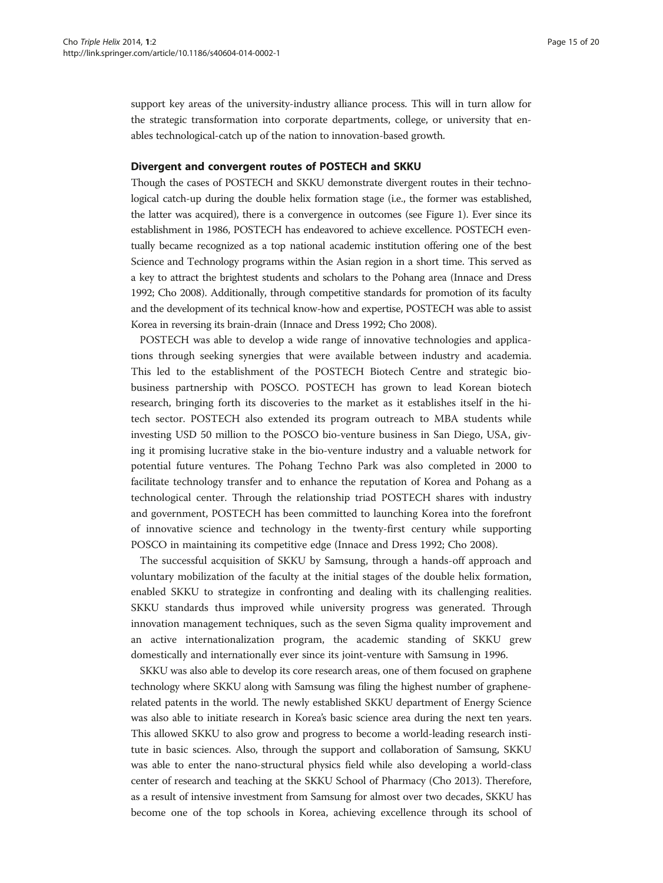support key areas of the university-industry alliance process. This will in turn allow for the strategic transformation into corporate departments, college, or university that enables technological-catch up of the nation to innovation-based growth.

### Divergent and convergent routes of POSTECH and SKKU

Though the cases of POSTECH and SKKU demonstrate divergent routes in their technological catch-up during the double helix formation stage (i.e., the former was established, the latter was acquired), there is a convergence in outcomes (see Figure 1). Ever since its establishment in 1986, POSTECH has endeavored to achieve excellence. POSTECH eventually became recognized as a top national academic institution offering one of the best Science and Technology programs within the Asian region in a short time. This served as a key to attract the brightest students and scholars to the Pohang area (Innace and Dress 1992; Cho 2008). Additionally, through competitive standards for promotion of its faculty and the development of its technical know-how and expertise, POSTECH was able to assist Korea in reversing its brain-drain (Innace and Dress 1992; Cho 2008).

POSTECH was able to develop a wide range of innovative technologies and applications through seeking synergies that were available between industry and academia. This led to the establishment of the POSTECH Biotech Centre and strategic bio-business partnership with POSCO. POSTECH has grown to lead Korean biotech research, bringing forth its discoveries to the market as it establishes itself in the hi-tech sector. POSTECH also extended its program outreach to MBA students while investing USD 50 million to the POSCO bio-venture business in San Diego, USA, giving it promising lucrative stake in the bio-venture industry and a valuable network for potential future ventures. The Pohang Techno Park was also completed in 2000 to facilitate technology transfer and to enhance the reputation of Korea and Pohang as a technological center. Through the relationship triad POSTECH shares with industry and government, POSTECH has been committed to launching Korea into the forefront of innovative science and technology in the twenty-first century while supporting POSCO in maintaining its competitive edge (Innace and Dress 1992; Cho 2008).

The successful acquisition of SKKU by Samsung, through a hands-off approach and voluntary mobilization of the faculty at the initial stages of the double helix formation, enabled SKKU to strategize in confronting and dealing with its challenging realities. SKKU standards thus improved while university progress was generated. Through innovation management techniques, such as the seven Sigma quality improvement and an active internationalization program, the academic standing of SKKU grew domestically and internationally ever since its joint-venture with Samsung in 1996.

SKKU was also able to develop its core research areas, one of them focused on graphene technology where SKKU along with Samsung was filing the highest number of graphene-related patents in the world. The newly established SKKU department of Energy Science was also able to initiate research in Korea's basic science area during the next ten years. This allowed SKKU to also grow and progress to become a world-leading research institute in basic sciences. Also, through the support and collaboration of Samsung, SKKU was able to enter the nano-structural physics field while also developing a world-class center of research and teaching at the SKKU School of Pharmacy (Cho 2013). Therefore, as a result of intensive investment from Samsung for almost over two decades, SKKU has become one of the top schools in Korea, achieving excellence through its school of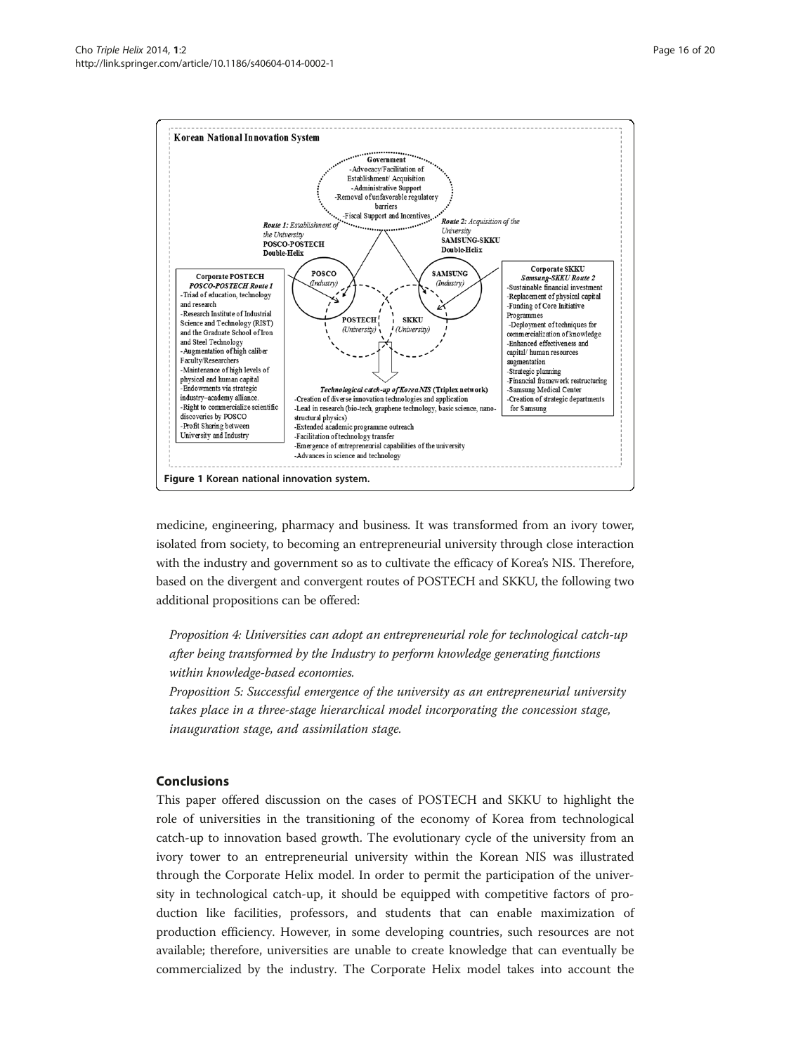Korean National Innovation System

Government
-Advocacy/Facilitation of Establishment/ Acquisition
-Administrative Support
-Removal of unfavorable regulatory barriers
-Fiscal Support and Incentives

*Route 1: Establishment of the University*
POSCO-POSTECH
Double-Helix

*Route 2: Acquisition of the University*
SAMSUNG-SKKU
Double-Helix

POSCO (Industry)
SAMSUNG (Industry)
POSTECH (University)
SKKU (University)

Corporate POSTECH
*POSCO-POSTECH Route 1*
-Triad of education, technology and research
-Research Institute of Industrial Science and Technology (RIST) and the Graduate School of Iron and Steel Technology
-Augmentation of high caliber Faculty/Researchers
-Maintenance of high levels of physical and human capital
-Endowments via strategic industry–academy alliance.
-Right to commercialize scientific discoveries by POSCO
-Profit Sharing between University and Industry

Corporate SKKU
*Samsung-SKKU Route 2*
-Sustainable financial investment
-Replacement of physical capital
-Funding of Core Initiative Programmes
-Deployment of techniques for commercialization of knowledge
-Enhanced effectiveness and capital/ human resources augmentation
-Strategic planning
-Financial framework restructuring
-Samsung Medical Center
-Creation of strategic departments for Samsung

*Technological catch-up of Korea NIS* (Triplex network)
-Creation of diverse innovation technologies and application
-Lead in research (bio-tech, graphene technology, basic science, nano-structural physics)
-Extended academic programme outreach
-Facilitation of technology transfer
-Emergence of entrepreneurial capabilities of the university
-Advances in science and technology

**Figure 1 Korean national innovation system.**

medicine, engineering, pharmacy and business. It was transformed from an ivory tower, isolated from society, to becoming an entrepreneurial university through close interaction with the industry and government so as to cultivate the efficacy of Korea's NIS. Therefore, based on the divergent and convergent routes of POSTECH and SKKU, the following two additional propositions can be offered:

> *Proposition 4: Universities can adopt an entrepreneurial role for technological catch-up after being transformed by the Industry to perform knowledge generating functions within knowledge-based economies.*
>
> *Proposition 5: Successful emergence of the university as an entrepreneurial university takes place in a three-stage hierarchical model incorporating the concession stage, inauguration stage, and assimilation stage.*

## Conclusions

This paper offered discussion on the cases of POSTECH and SKKU to highlight the role of universities in the transitioning of the economy of Korea from technological catch-up to innovation based growth. The evolutionary cycle of the university from an ivory tower to an entrepreneurial university within the Korean NIS was illustrated through the Corporate Helix model. In order to permit the participation of the university in technological catch-up, it should be equipped with competitive factors of production like facilities, professors, and students that can enable maximization of production efficiency. However, in some developing countries, such resources are not available; therefore, universities are unable to create knowledge that can eventually be commercialized by the industry. The Corporate Helix model takes into account the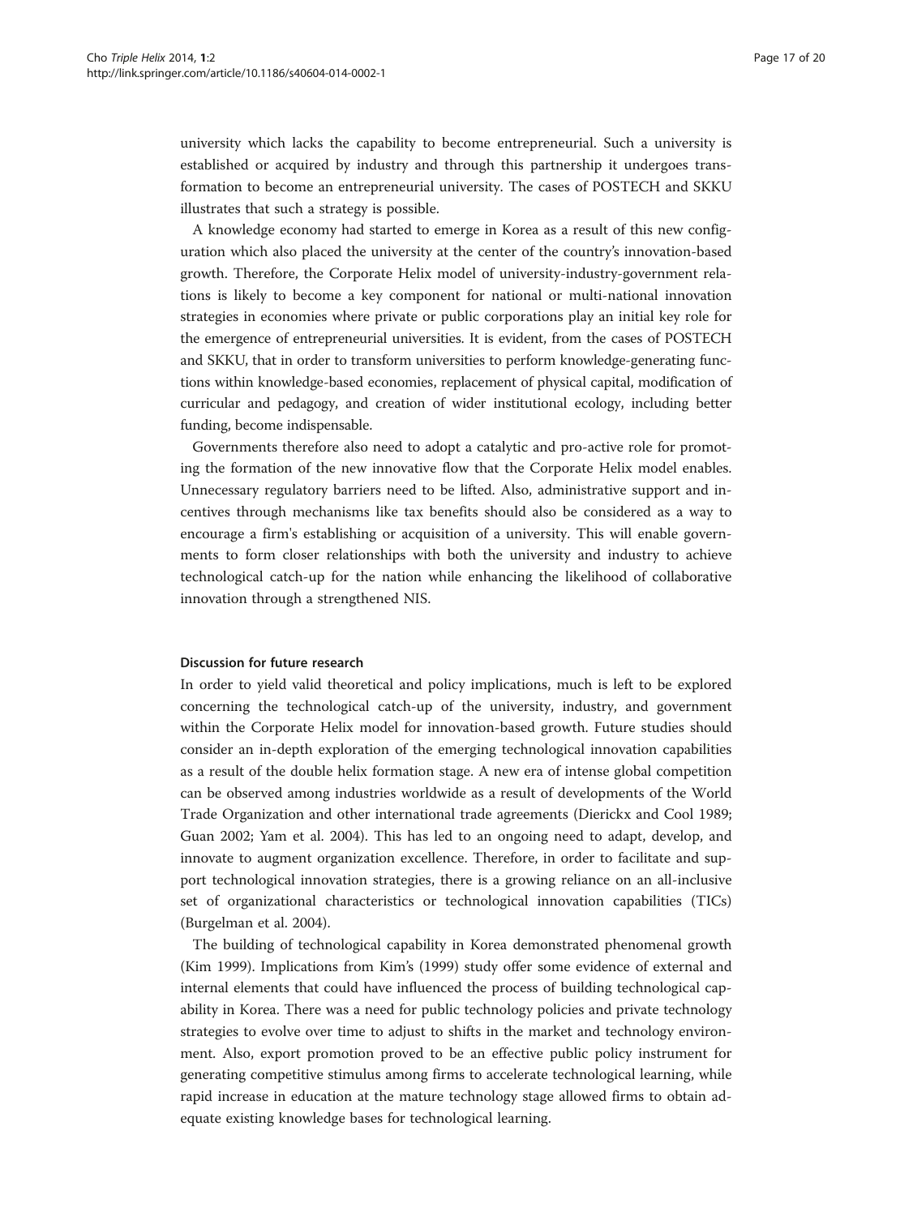university which lacks the capability to become entrepreneurial. Such a university is established or acquired by industry and through this partnership it undergoes transformation to become an entrepreneurial university. The cases of POSTECH and SKKU illustrates that such a strategy is possible.

A knowledge economy had started to emerge in Korea as a result of this new configuration which also placed the university at the center of the country's innovation-based growth. Therefore, the Corporate Helix model of university-industry-government relations is likely to become a key component for national or multi-national innovation strategies in economies where private or public corporations play an initial key role for the emergence of entrepreneurial universities. It is evident, from the cases of POSTECH and SKKU, that in order to transform universities to perform knowledge-generating functions within knowledge-based economies, replacement of physical capital, modification of curricular and pedagogy, and creation of wider institutional ecology, including better funding, become indispensable.

Governments therefore also need to adopt a catalytic and pro-active role for promoting the formation of the new innovative flow that the Corporate Helix model enables. Unnecessary regulatory barriers need to be lifted. Also, administrative support and incentives through mechanisms like tax benefits should also be considered as a way to encourage a firm's establishing or acquisition of a university. This will enable governments to form closer relationships with both the university and industry to achieve technological catch-up for the nation while enhancing the likelihood of collaborative innovation through a strengthened NIS.

#### Discussion for future research

In order to yield valid theoretical and policy implications, much is left to be explored concerning the technological catch-up of the university, industry, and government within the Corporate Helix model for innovation-based growth. Future studies should consider an in-depth exploration of the emerging technological innovation capabilities as a result of the double helix formation stage. A new era of intense global competition can be observed among industries worldwide as a result of developments of the World Trade Organization and other international trade agreements (Dierickx and Cool 1989; Guan 2002; Yam et al. 2004). This has led to an ongoing need to adapt, develop, and innovate to augment organization excellence. Therefore, in order to facilitate and support technological innovation strategies, there is a growing reliance on an all-inclusive set of organizational characteristics or technological innovation capabilities (TICs) (Burgelman et al. 2004).

The building of technological capability in Korea demonstrated phenomenal growth (Kim 1999). Implications from Kim's (1999) study offer some evidence of external and internal elements that could have influenced the process of building technological capability in Korea. There was a need for public technology policies and private technology strategies to evolve over time to adjust to shifts in the market and technology environment. Also, export promotion proved to be an effective public policy instrument for generating competitive stimulus among firms to accelerate technological learning, while rapid increase in education at the mature technology stage allowed firms to obtain adequate existing knowledge bases for technological learning.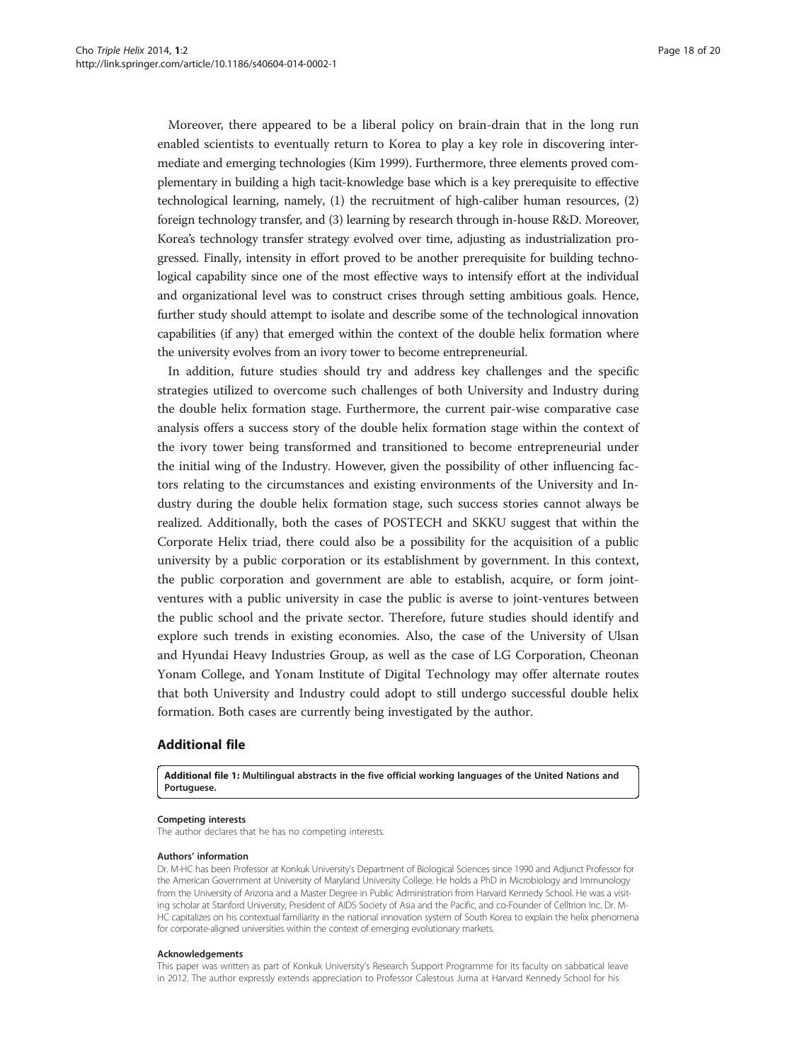Moreover, there appeared to be a liberal policy on brain-drain that in the long run enabled scientists to eventually return to Korea to play a key role in discovering intermediate and emerging technologies (Kim 1999). Furthermore, three elements proved complementary in building a high tacit-knowledge base which is a key prerequisite to effective technological learning, namely, (1) the recruitment of high-caliber human resources, (2) foreign technology transfer, and (3) learning by research through in-house R&D. Moreover, Korea's technology transfer strategy evolved over time, adjusting as industrialization progressed. Finally, intensity in effort proved to be another prerequisite for building technological capability since one of the most effective ways to intensify effort at the individual and organizational level was to construct crises through setting ambitious goals. Hence, further study should attempt to isolate and describe some of the technological innovation capabilities (if any) that emerged within the context of the double helix formation where the university evolves from an ivory tower to become entrepreneurial.

In addition, future studies should try and address key challenges and the specific strategies utilized to overcome such challenges of both University and Industry during the double helix formation stage. Furthermore, the current pair-wise comparative case analysis offers a success story of the double helix formation stage within the context of the ivory tower being transformed and transitioned to become entrepreneurial under the initial wing of the Industry. However, given the possibility of other influencing factors relating to the circumstances and existing environments of the University and Industry during the double helix formation stage, such success stories cannot always be realized. Additionally, both the cases of POSTECH and SKKU suggest that within the Corporate Helix triad, there could also be a possibility for the acquisition of a public university by a public corporation or its establishment by government. In this context, the public corporation and government are able to establish, acquire, or form joint-ventures with a public university in case the public is averse to joint-ventures between the public school and the private sector. Therefore, future studies should identify and explore such trends in existing economies. Also, the case of the University of Ulsan and Hyundai Heavy Industries Group, as well as the case of LG Corporation, Cheonan Yonam College, and Yonam Institute of Digital Technology may offer alternate routes that both University and Industry could adopt to still undergo successful double helix formation. Both cases are currently being investigated by the author.

## Additional file

**Additional file 1: Multilingual abstracts in the five official working languages of the United Nations and Portuguese.**

#### Competing interests

The author declares that he has no competing interests.

#### Authors' information

Dr. M-HC has been Professor at Konkuk University's Department of Biological Sciences since 1990 and Adjunct Professor for the American Government at University of Maryland University College. He holds a PhD in Microbiology and Immunology from the University of Arizona and a Master Degree in Public Administration from Harvard Kennedy School. He was a visiting scholar at Stanford University, President of AIDS Society of Asia and the Pacific, and co-Founder of Celltrion Inc. Dr. M-HC capitalizes on his contextual familiarity in the national innovation system of South Korea to explain the helix phenomena for corporate-aligned universities within the context of emerging evolutionary markets.

#### Acknowledgements

This paper was written as part of Konkuk University's Research Support Programme for its faculty on sabbatical leave in 2012. The author expressly extends appreciation to Professor Calestous Juma at Harvard Kennedy School for his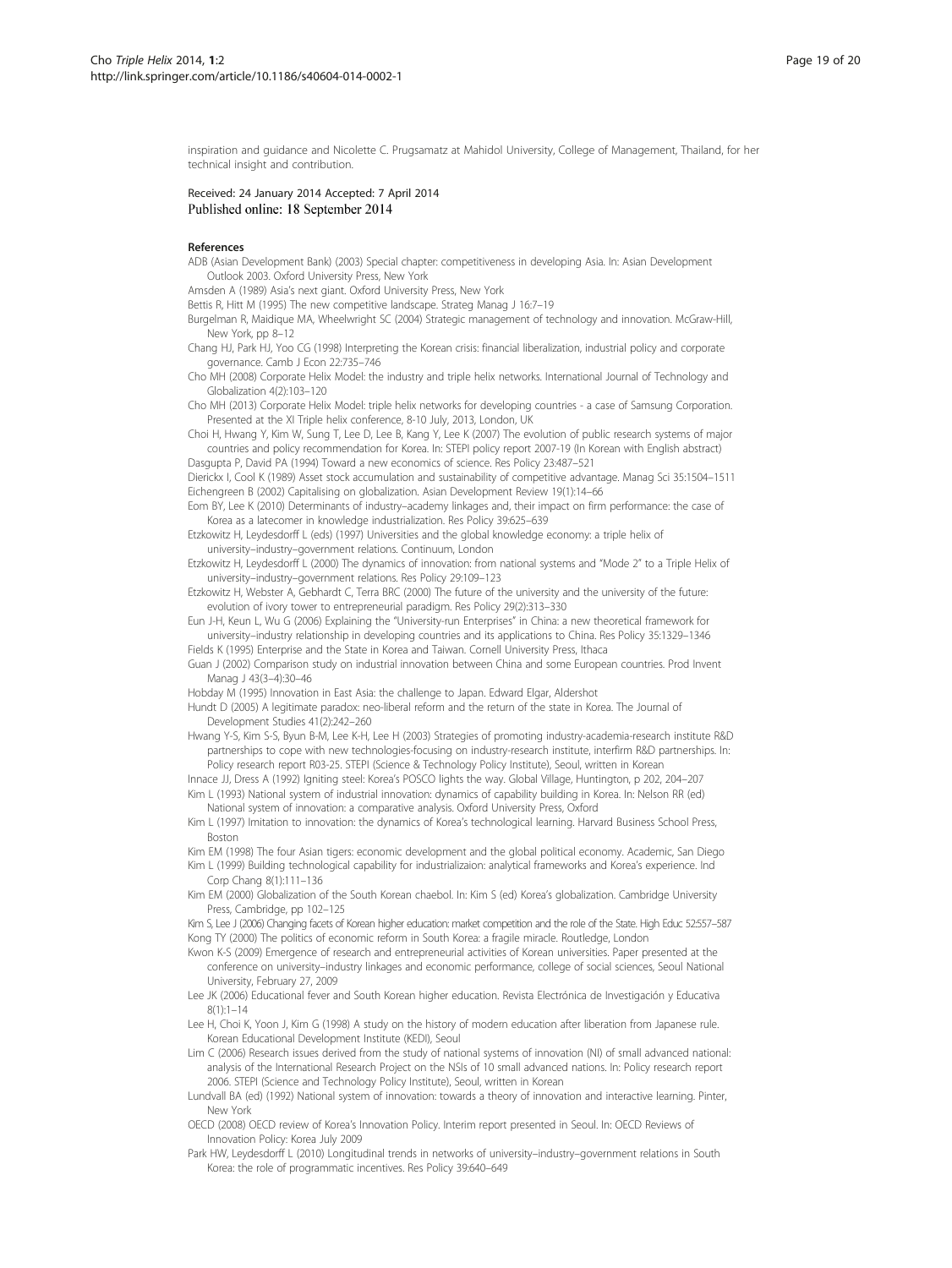inspiration and guidance and Nicolette C. Prugsamatz at Mahidol University, College of Management, Thailand, for her technical insight and contribution.

Received: 24 January 2014 Accepted: 7 April 2014
Published online: 18 September 2014

## References

ADB (Asian Development Bank) (2003) Special chapter: competitiveness in developing Asia. In: Asian Development Outlook 2003. Oxford University Press, New York

Amsden A (1989) Asia's next giant. Oxford University Press, New York

Bettis R, Hitt M (1995) The new competitive landscape. Strateg Manag J 16:7–19

Burgelman R, Maidique MA, Wheelwright SC (2004) Strategic management of technology and innovation. McGraw-Hill, New York, pp 8–12

Chang HJ, Park HJ, Yoo CG (1998) Interpreting the Korean crisis: financial liberalization, industrial policy and corporate governance. Camb J Econ 22:735–746

Cho MH (2008) Corporate Helix Model: the industry and triple helix networks. International Journal of Technology and Globalization 4(2):103–120

Cho MH (2013) Corporate Helix Model: triple helix networks for developing countries - a case of Samsung Corporation. Presented at the XI Triple helix conference, 8-10 July, 2013, London, UK

Choi H, Hwang Y, Kim W, Sung T, Lee D, Lee B, Kang Y, Lee K (2007) The evolution of public research systems of major countries and policy recommendation for Korea. In: STEPI policy report 2007-19 (In Korean with English abstract)

Dasgupta P, David PA (1994) Toward a new economics of science. Res Policy 23:487–521

Dierickx I, Cool K (1989) Asset stock accumulation and sustainability of competitive advantage. Manag Sci 35:1504–1511

Eichengreen B (2002) Capitalising on globalization. Asian Development Review 19(1):14–66

Eom BY, Lee K (2010) Determinants of industry–academy linkages and, their impact on firm performance: the case of Korea as a latecomer in knowledge industrialization. Res Policy 39:625–639

Etzkowitz H, Leydesdorff L (eds) (1997) Universities and the global knowledge economy: a triple helix of university–industry–government relations. Continuum, London

Etzkowitz H, Leydesdorff L (2000) The dynamics of innovation: from national systems and "Mode 2" to a Triple Helix of university–industry–government relations. Res Policy 29:109–123

Etzkowitz H, Webster A, Gebhardt C, Terra BRC (2000) The future of the university and the university of the future: evolution of ivory tower to entrepreneurial paradigm. Res Policy 29(2):313–330

Eun J-H, Keun L, Wu G (2006) Explaining the "University-run Enterprises" in China: a new theoretical framework for university–industry relationship in developing countries and its applications to China. Res Policy 35:1329–1346

Fields K (1995) Enterprise and the State in Korea and Taiwan. Cornell University Press, Ithaca

Guan J (2002) Comparison study on industrial innovation between China and some European countries. Prod Invent Manag J 43(3–4):30–46

Hobday M (1995) Innovation in East Asia: the challenge to Japan. Edward Elgar, Aldershot

Hundt D (2005) A legitimate paradox: neo-liberal reform and the return of the state in Korea. The Journal of Development Studies 41(2):242–260

Hwang Y-S, Kim S-S, Byun B-M, Lee K-H, Lee H (2003) Strategies of promoting industry-academia-research institute R&D partnerships to cope with new technologies-focusing on industry-research institute, interfirm R&D partnerships. In: Policy research report R03-25. STEPI (Science & Technology Policy Institute), Seoul, written in Korean

Innace JJ, Dress A (1992) Igniting steel: Korea's POSCO lights the way. Global Village, Huntington, p 202, 204–207

Kim L (1993) National system of industrial innovation: dynamics of capability building in Korea. In: Nelson RR (ed) National system of innovation: a comparative analysis. Oxford University Press, Oxford

Kim L (1997) Imitation to innovation: the dynamics of Korea's technological learning. Harvard Business School Press, Boston

Kim EM (1998) The four Asian tigers: economic development and the global political economy. Academic, San Diego

Kim L (1999) Building technological capability for industrializaion: analytical frameworks and Korea's experience. Ind Corp Chang 8(1):111–136

Kim EM (2000) Globalization of the South Korean chaebol. In: Kim S (ed) Korea's globalization. Cambridge University Press, Cambridge, pp 102–125

Kim S, Lee J (2006) Changing facets of Korean higher education: market competition and the role of the State. High Educ 52:557–587

Kong TY (2000) The politics of economic reform in South Korea: a fragile miracle. Routledge, London

Kwon K-S (2009) Emergence of research and entrepreneurial activities of Korean universities. Paper presented at the conference on university–industry linkages and economic performance, college of social sciences, Seoul National University, February 27, 2009

Lee JK (2006) Educational fever and South Korean higher education. Revista Electrónica de Investigación y Educativa 8(1):1–14

Lee H, Choi K, Yoon J, Kim G (1998) A study on the history of modern education after liberation from Japanese rule. Korean Educational Development Institute (KEDI), Seoul

Lim C (2006) Research issues derived from the study of national systems of innovation (NI) of small advanced national: analysis of the International Research Project on the NSIs of 10 small advanced nations. In: Policy research report 2006. STEPI (Science and Technology Policy Institute), Seoul, written in Korean

Lundvall BA (ed) (1992) National system of innovation: towards a theory of innovation and interactive learning. Pinter, New York

OECD (2008) OECD review of Korea's Innovation Policy. Interim report presented in Seoul. In: OECD Reviews of Innovation Policy: Korea July 2009

Park HW, Leydesdorff L (2010) Longitudinal trends in networks of university–industry–government relations in South Korea: the role of programmatic incentives. Res Policy 39:640–649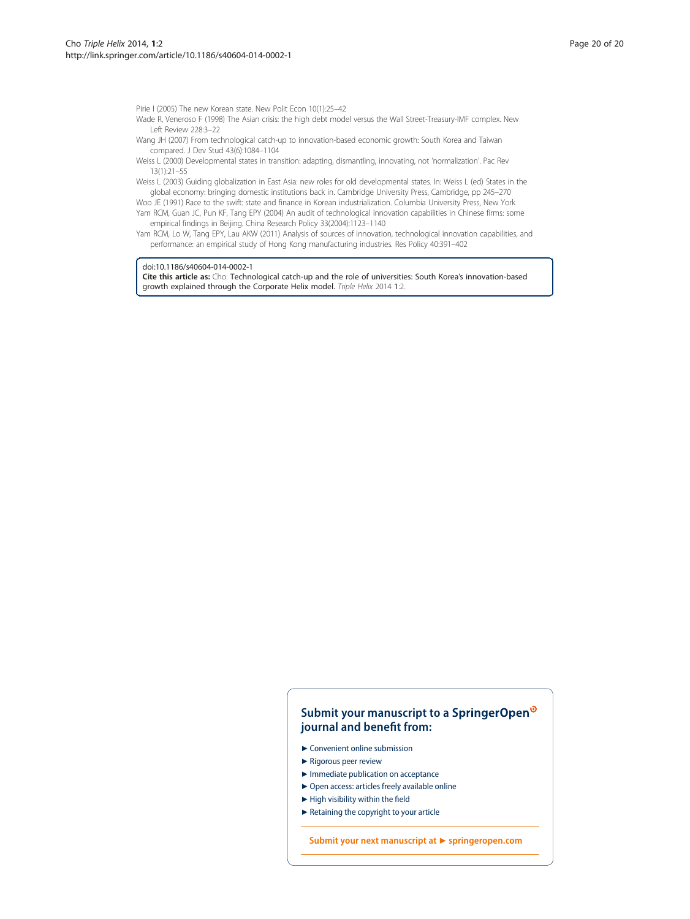Pirie I (2005) The new Korean state. New Polit Econ 10(1):25–42

Wade R, Veneroso F (1998) The Asian crisis: the high debt model versus the Wall Street-Treasury-IMF complex. New Left Review 228:3–22

Wang JH (2007) From technological catch-up to innovation-based economic growth: South Korea and Taiwan compared. J Dev Stud 43(6):1084–1104

Weiss L (2000) Developmental states in transition: adapting, dismantling, innovating, not 'normalization'. Pac Rev 13(1):21–55

Weiss L (2003) Guiding globalization in East Asia: new roles for old developmental states. In: Weiss L (ed) States in the global economy: bringing domestic institutions back in. Cambridge University Press, Cambridge, pp 245–270

Woo JE (1991) Race to the swift: state and finance in Korean industrialization. Columbia University Press, New York

Yam RCM, Guan JC, Pun KF, Tang EPY (2004) An audit of technological innovation capabilities in Chinese firms: some empirical findings in Beijing. China Research Policy 33(2004):1123–1140

Yam RCM, Lo W, Tang EPY, Lau AKW (2011) Analysis of sources of innovation, technological innovation capabilities, and performance: an empirical study of Hong Kong manufacturing industries. Res Policy 40:391–402

doi:10.1186/s40604-014-0002-1

**Cite this article as:** Cho: Technological catch-up and the role of universities: South Korea's innovation-based growth explained through the Corporate Helix model. *Triple Helix* 2014 **1**:2.

**Submit your manuscript to a SpringerOpen journal and benefit from:**

- ► Convenient online submission
- ► Rigorous peer review
- ► Immediate publication on acceptance
- ► Open access: articles freely available online
- ► High visibility within the field
- ► Retaining the copyright to your article

**Submit your next manuscript at ► springeropen.com**